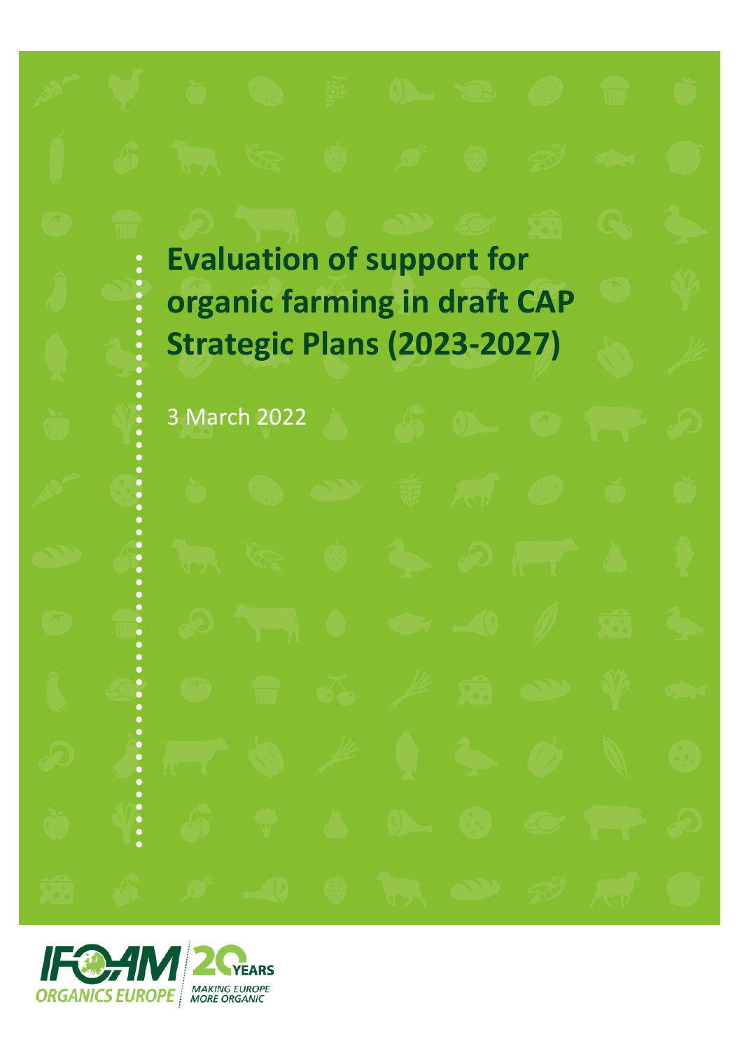# Evaluation of support for organic farming in draft CAP Strategic Plans (2023-2027)

3 March 2022

IFOAM ORGANICS EUROPE 20 YEARS MAKING EUROPE MORE ORGANIC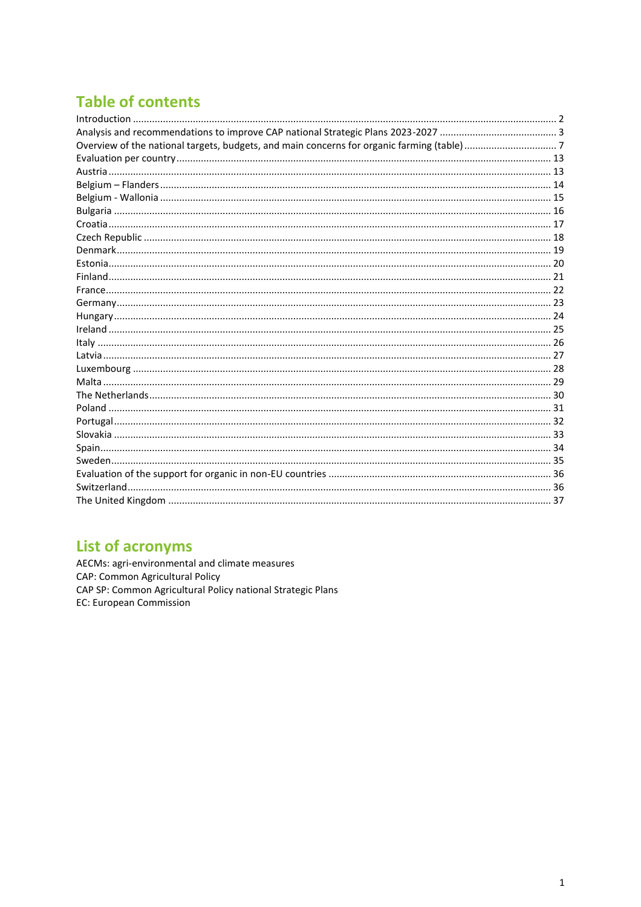## Table of contents

Introduction ........................................................ 2
Analysis and recommendations to improve CAP national Strategic Plans 2023-2027 ........................................................ 3
Overview of the national targets, budgets, and main concerns for organic farming (table) ........................................................ 7
Evaluation per country ........................................................ 13
Austria ........................................................ 13
Belgium – Flanders ........................................................ 14
Belgium - Wallonia ........................................................ 15
Bulgaria ........................................................ 16
Croatia ........................................................ 17
Czech Republic ........................................................ 18
Denmark ........................................................ 19
Estonia ........................................................ 20
Finland ........................................................ 21
France ........................................................ 22
Germany ........................................................ 23
Hungary ........................................................ 24
Ireland ........................................................ 25
Italy ........................................................ 26
Latvia ........................................................ 27
Luxembourg ........................................................ 28
Malta ........................................................ 29
The Netherlands ........................................................ 30
Poland ........................................................ 31
Portugal ........................................................ 32
Slovakia ........................................................ 33
Spain ........................................................ 34
Sweden ........................................................ 35
Evaluation of the support for organic in non-EU countries ........................................................ 36
Switzerland ........................................................ 36
The United Kingdom ........................................................ 37

## List of acronyms

AECMs: agri-environmental and climate measures
CAP: Common Agricultural Policy
CAP SP: Common Agricultural Policy national Strategic Plans
EC: European Commission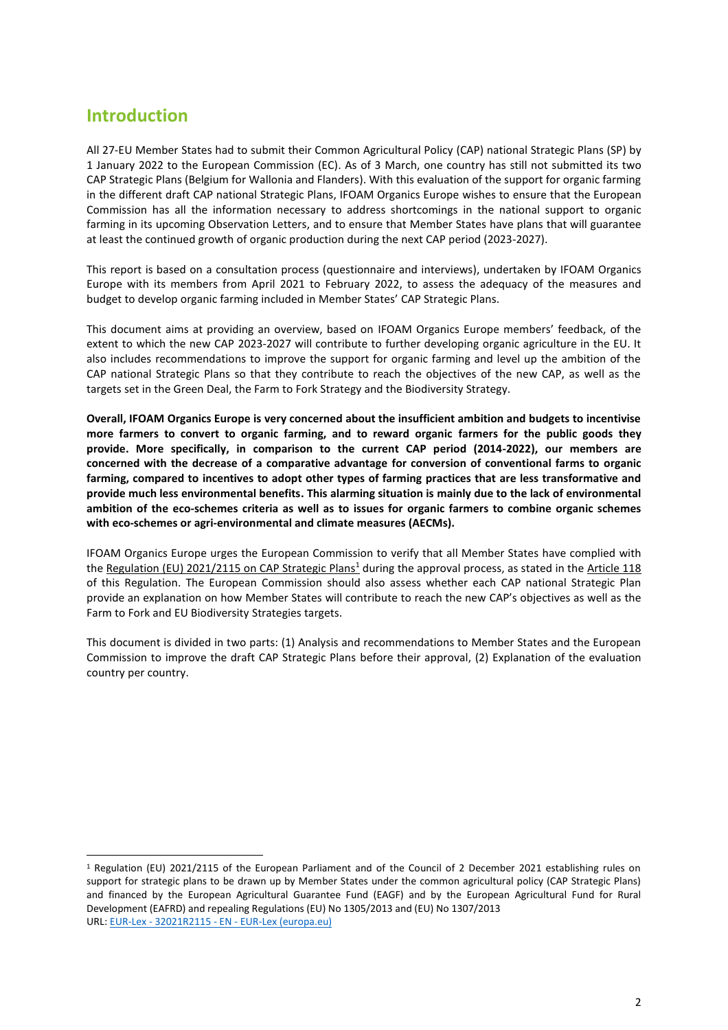## Introduction

All 27-EU Member States had to submit their Common Agricultural Policy (CAP) national Strategic Plans (SP) by 1 January 2022 to the European Commission (EC). As of 3 March, one country has still not submitted its two CAP Strategic Plans (Belgium for Wallonia and Flanders). With this evaluation of the support for organic farming in the different draft CAP national Strategic Plans, IFOAM Organics Europe wishes to ensure that the European Commission has all the information necessary to address shortcomings in the national support to organic farming in its upcoming Observation Letters, and to ensure that Member States have plans that will guarantee at least the continued growth of organic production during the next CAP period (2023-2027).

This report is based on a consultation process (questionnaire and interviews), undertaken by IFOAM Organics Europe with its members from April 2021 to February 2022, to assess the adequacy of the measures and budget to develop organic farming included in Member States' CAP Strategic Plans.

This document aims at providing an overview, based on IFOAM Organics Europe members' feedback, of the extent to which the new CAP 2023-2027 will contribute to further developing organic agriculture in the EU. It also includes recommendations to improve the support for organic farming and level up the ambition of the CAP national Strategic Plans so that they contribute to reach the objectives of the new CAP, as well as the targets set in the Green Deal, the Farm to Fork Strategy and the Biodiversity Strategy.

**Overall, IFOAM Organics Europe is very concerned about the insufficient ambition and budgets to incentivise more farmers to convert to organic farming, and to reward organic farmers for the public goods they provide. More specifically, in comparison to the current CAP period (2014-2022), our members are concerned with the decrease of a comparative advantage for conversion of conventional farms to organic farming, compared to incentives to adopt other types of farming practices that are less transformative and provide much less environmental benefits. This alarming situation is mainly due to the lack of environmental ambition of the eco-schemes criteria as well as to issues for organic farmers to combine organic schemes with eco-schemes or agri-environmental and climate measures (AECMs).**

IFOAM Organics Europe urges the European Commission to verify that all Member States have complied with the Regulation (EU) 2021/2115 on CAP Strategic Plans[1] during the approval process, as stated in the Article 118 of this Regulation. The European Commission should also assess whether each CAP national Strategic Plan provide an explanation on how Member States will contribute to reach the new CAP's objectives as well as the Farm to Fork and EU Biodiversity Strategies targets.

This document is divided in two parts: (1) Analysis and recommendations to Member States and the European Commission to improve the draft CAP Strategic Plans before their approval, (2) Explanation of the evaluation country per country.

---

[1] Regulation (EU) 2021/2115 of the European Parliament and of the Council of 2 December 2021 establishing rules on support for strategic plans to be drawn up by Member States under the common agricultural policy (CAP Strategic Plans) and financed by the European Agricultural Guarantee Fund (EAGF) and by the European Agricultural Fund for Rural Development (EAFRD) and repealing Regulations (EU) No 1305/2013 and (EU) No 1307/2013
URL: EUR-Lex - 32021R2115 - EN - EUR-Lex (europa.eu)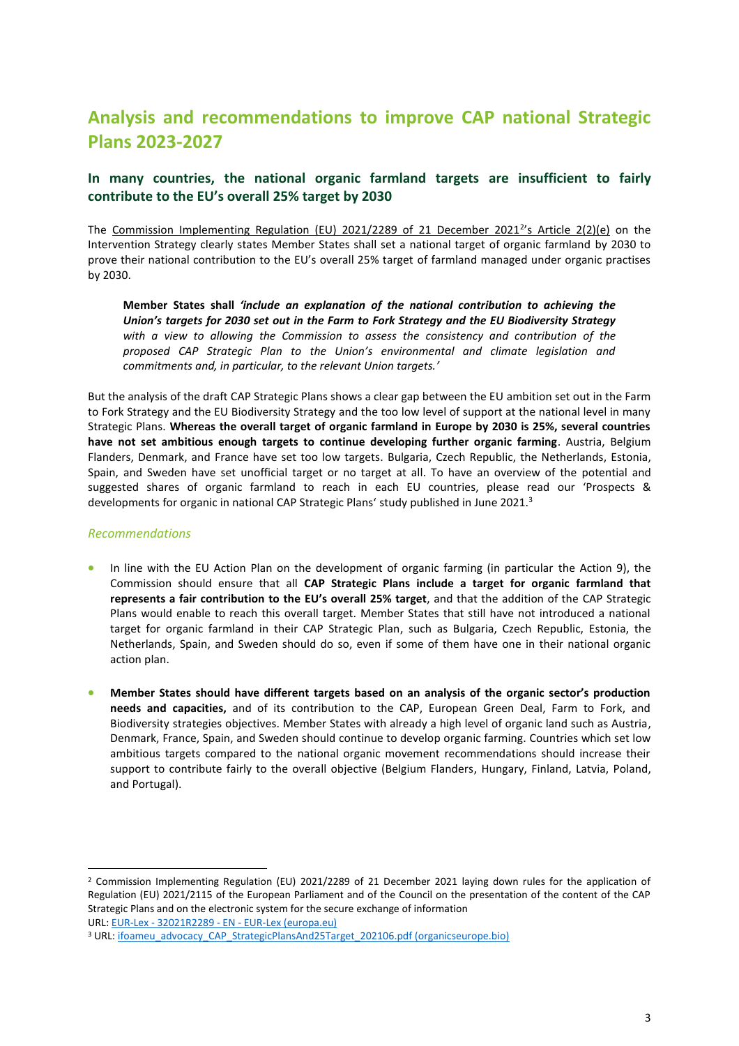## Analysis and recommendations to improve CAP national Strategic Plans 2023-2027

### In many countries, the national organic farmland targets are insufficient to fairly contribute to the EU's overall 25% target by 2030

The Commission Implementing Regulation (EU) 2021/2289 of 21 December 2021[2]'s Article 2(2)(e) on the Intervention Strategy clearly states Member States shall set a national target of organic farmland by 2030 to prove their national contribution to the EU's overall 25% target of farmland managed under organic practises by 2030.

> **Member States shall** ***'include an explanation of the national contribution to achieving the Union's targets for 2030 set out in the Farm to Fork Strategy and the EU Biodiversity Strategy*** *with a view to allowing the Commission to assess the consistency and contribution of the proposed CAP Strategic Plan to the Union's environmental and climate legislation and commitments and, in particular, to the relevant Union targets.'*

But the analysis of the draft CAP Strategic Plans shows a clear gap between the EU ambition set out in the Farm to Fork Strategy and the EU Biodiversity Strategy and the too low level of support at the national level in many Strategic Plans. **Whereas the overall target of organic farmland in Europe by 2030 is 25%, several countries have not set ambitious enough targets to continue developing further organic farming**. Austria, Belgium Flanders, Denmark, and France have set too low targets. Bulgaria, Czech Republic, the Netherlands, Estonia, Spain, and Sweden have set unofficial target or no target at all. To have an overview of the potential and suggested shares of organic farmland to reach in each EU countries, please read our 'Prospects & developments for organic in national CAP Strategic Plans' study published in June 2021.[3]

*Recommendations*

- In line with the EU Action Plan on the development of organic farming (in particular the Action 9), the Commission should ensure that all **CAP Strategic Plans include a target for organic farmland that represents a fair contribution to the EU's overall 25% target**, and that the addition of the CAP Strategic Plans would enable to reach this overall target. Member States that still have not introduced a national target for organic farmland in their CAP Strategic Plan, such as Bulgaria, Czech Republic, Estonia, the Netherlands, Spain, and Sweden should do so, even if some of them have one in their national organic action plan.
- **Member States should have different targets based on an analysis of the organic sector's production needs and capacities,** and of its contribution to the CAP, European Green Deal, Farm to Fork, and Biodiversity strategies objectives. Member States with already a high level of organic land such as Austria, Denmark, France, Spain, and Sweden should continue to develop organic farming. Countries which set low ambitious targets compared to the national organic movement recommendations should increase their support to contribute fairly to the overall objective (Belgium Flanders, Hungary, Finland, Latvia, Poland, and Portugal).

---

[2] Commission Implementing Regulation (EU) 2021/2289 of 21 December 2021 laying down rules for the application of Regulation (EU) 2021/2115 of the European Parliament and of the Council on the presentation of the content of the CAP Strategic Plans and on the electronic system for the secure exchange of information
URL: EUR-Lex - 32021R2289 - EN - EUR-Lex (europa.eu)

[3] URL: ifoameu_advocacy_CAP_StrategicPlansAnd25Target_202106.pdf (organicseurope.bio)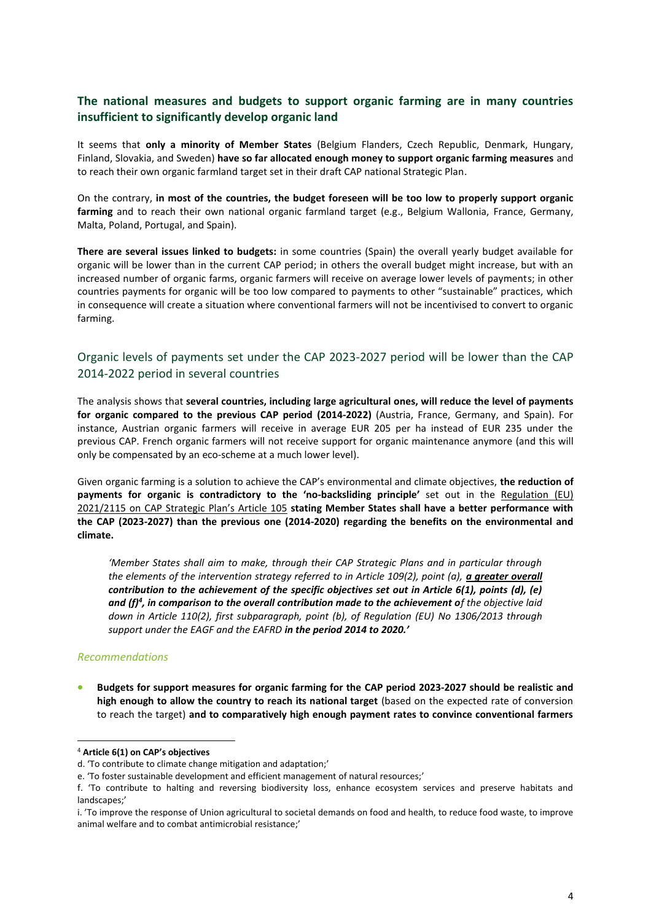## The national measures and budgets to support organic farming are in many countries insufficient to significantly develop organic land

It seems that **only a minority of Member States** (Belgium Flanders, Czech Republic, Denmark, Hungary, Finland, Slovakia, and Sweden) **have so far allocated enough money to support organic farming measures** and to reach their own organic farmland target set in their draft CAP national Strategic Plan.

On the contrary, **in most of the countries, the budget foreseen will be too low to properly support organic farming** and to reach their own national organic farmland target (e.g., Belgium Wallonia, France, Germany, Malta, Poland, Portugal, and Spain).

**There are several issues linked to budgets:** in some countries (Spain) the overall yearly budget available for organic will be lower than in the current CAP period; in others the overall budget might increase, but with an increased number of organic farms, organic farmers will receive on average lower levels of payments; in other countries payments for organic will be too low compared to payments to other "sustainable" practices, which in consequence will create a situation where conventional farmers will not be incentivised to convert to organic farming.

### Organic levels of payments set under the CAP 2023-2027 period will be lower than the CAP 2014-2022 period in several countries

The analysis shows that **several countries, including large agricultural ones, will reduce the level of payments for organic compared to the previous CAP period (2014-2022)** (Austria, France, Germany, and Spain). For instance, Austrian organic farmers will receive in average EUR 205 per ha instead of EUR 235 under the previous CAP. French organic farmers will not receive support for organic maintenance anymore (and this will only be compensated by an eco-scheme at a much lower level).

Given organic farming is a solution to achieve the CAP's environmental and climate objectives, **the reduction of payments for organic is contradictory to the 'no-backsliding principle'** set out in the Regulation (EU) 2021/2115 on CAP Strategic Plan's Article 105 **stating Member States shall have a better performance with the CAP (2023-2027) than the previous one (2014-2020) regarding the benefits on the environmental and climate.**

> *'Member States shall aim to make, through their CAP Strategic Plans and in particular through the elements of the intervention strategy referred to in Article 109(2), point (a), **a greater overall contribution to the achievement of the specific objectives set out in Article 6(1), points (d), (e) and (f)[4], in comparison to the overall contribution made to the achievement o**f the objective laid down in Article 110(2), first subparagraph, point (b), of Regulation (EU) No 1306/2013 through support under the EAGF and the EAFRD **in the period 2014 to 2020.'***

#### *Recommendations*

- **Budgets for support measures for organic farming for the CAP period 2023-2027 should be realistic and high enough to allow the country to reach its national target** (based on the expected rate of conversion to reach the target) **and to comparatively high enough payment rates to convince conventional farmers**

---

[4] **Article 6(1) on CAP's objectives**

d. 'To contribute to climate change mitigation and adaptation;'

e. 'To foster sustainable development and efficient management of natural resources;'

f. 'To contribute to halting and reversing biodiversity loss, enhance ecosystem services and preserve habitats and landscapes;'

i. 'To improve the response of Union agricultural to societal demands on food and health, to reduce food waste, to improve animal welfare and to combat antimicrobial resistance;'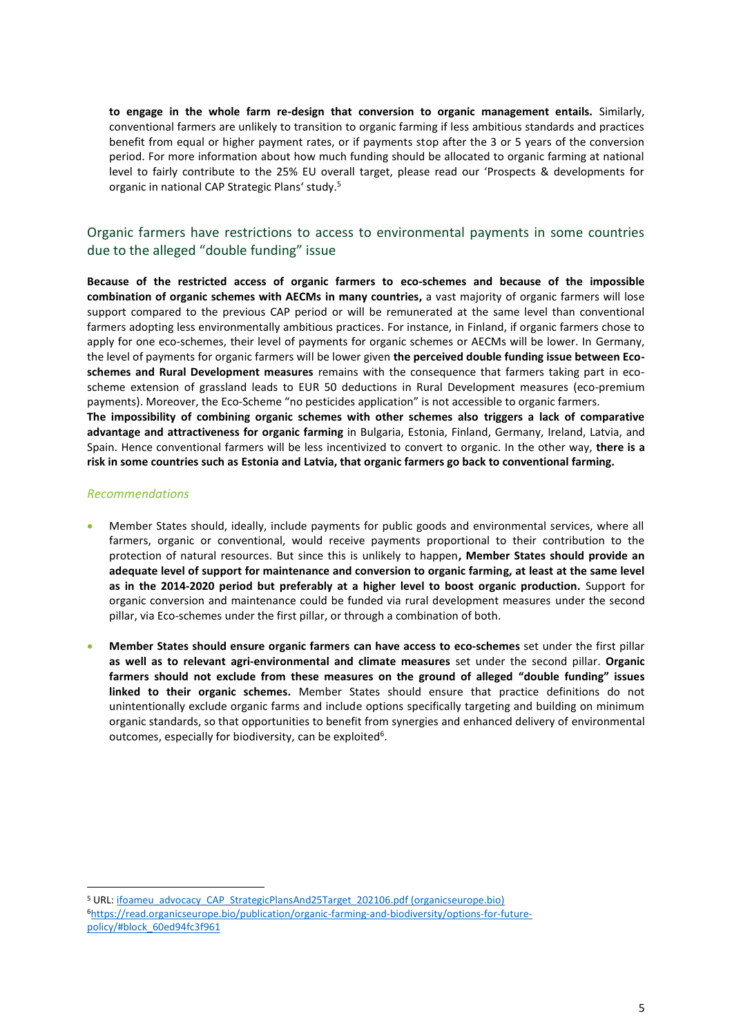**to engage in the whole farm re-design that conversion to organic management entails.** Similarly, conventional farmers are unlikely to transition to organic farming if less ambitious standards and practices benefit from equal or higher payment rates, or if payments stop after the 3 or 5 years of the conversion period. For more information about how much funding should be allocated to organic farming at national level to fairly contribute to the 25% EU overall target, please read our 'Prospects & developments for organic in national CAP Strategic Plans' study.[5]

## Organic farmers have restrictions to access to environmental payments in some countries due to the alleged "double funding" issue

**Because of the restricted access of organic farmers to eco-schemes and because of the impossible combination of organic schemes with AECMs in many countries,** a vast majority of organic farmers will lose support compared to the previous CAP period or will be remunerated at the same level than conventional farmers adopting less environmentally ambitious practices. For instance, in Finland, if organic farmers chose to apply for one eco-schemes, their level of payments for organic schemes or AECMs will be lower. In Germany, the level of payments for organic farmers will be lower given **the perceived double funding issue between Eco-schemes and Rural Development measures** remains with the consequence that farmers taking part in eco-scheme extension of grassland leads to EUR 50 deductions in Rural Development measures (eco-premium payments). Moreover, the Eco-Scheme "no pesticides application" is not accessible to organic farmers.
**The impossibility of combining organic schemes with other schemes also triggers a lack of comparative advantage and attractiveness for organic farming** in Bulgaria, Estonia, Finland, Germany, Ireland, Latvia, and Spain. Hence conventional farmers will be less incentivized to convert to organic. In the other way, **there is a risk in some countries such as Estonia and Latvia, that organic farmers go back to conventional farming.**

### *Recommendations*

- Member States should, ideally, include payments for public goods and environmental services, where all farmers, organic or conventional, would receive payments proportional to their contribution to the protection of natural resources. But since this is unlikely to happen**, Member States should provide an adequate level of support for maintenance and conversion to organic farming, at least at the same level as in the 2014-2020 period but preferably at a higher level to boost organic production.** Support for organic conversion and maintenance could be funded via rural development measures under the second pillar, via Eco-schemes under the first pillar, or through a combination of both.
- **Member States should ensure organic farmers can have access to eco-schemes** set under the first pillar **as well as to relevant agri-environmental and climate measures** set under the second pillar. **Organic farmers should not exclude from these measures on the ground of alleged "double funding" issues linked to their organic schemes.** Member States should ensure that practice definitions do not unintentionally exclude organic farms and include options specifically targeting and building on minimum organic standards, so that opportunities to benefit from synergies and enhanced delivery of environmental outcomes, especially for biodiversity, can be exploited[6].

---

[5] URL: ifoameu_advocacy_CAP_StrategicPlansAnd25Target_202106.pdf (organicseurope.bio)

[6] https://read.organicseurope.bio/publication/organic-farming-and-biodiversity/options-for-future-policy/#block_60ed94fc3f961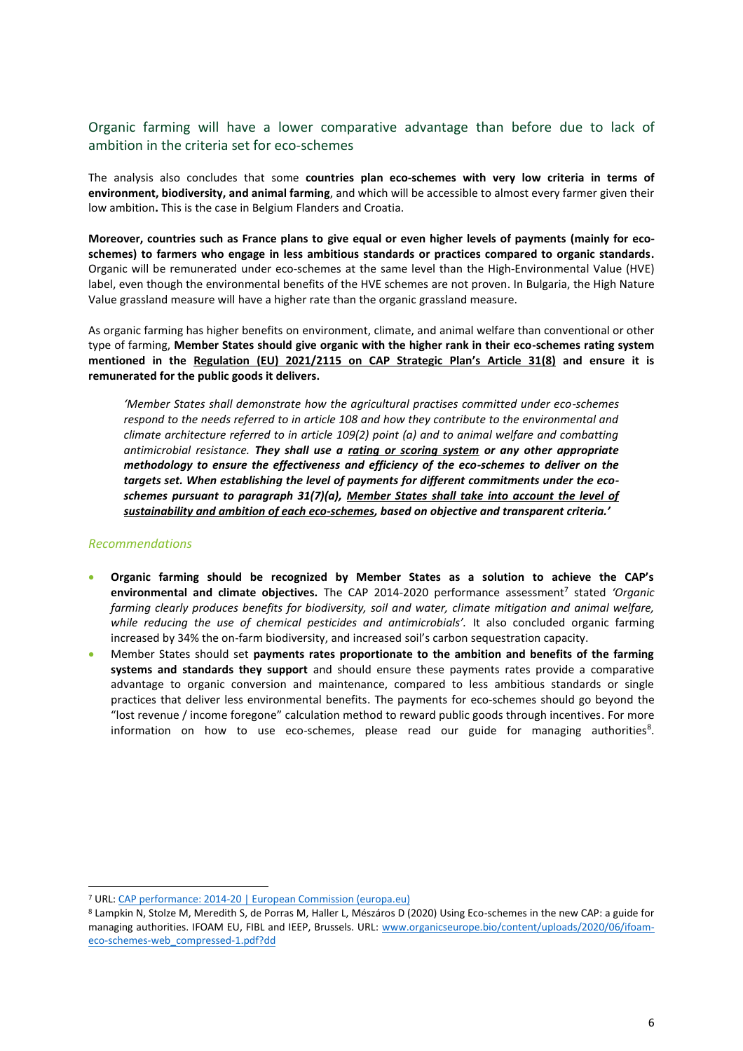## Organic farming will have a lower comparative advantage than before due to lack of ambition in the criteria set for eco-schemes

The analysis also concludes that some **countries plan eco-schemes with very low criteria in terms of environment, biodiversity, and animal farming**, and which will be accessible to almost every farmer given their low ambition**.** This is the case in Belgium Flanders and Croatia.

**Moreover, countries such as France plans to give equal or even higher levels of payments (mainly for eco-schemes) to farmers who engage in less ambitious standards or practices compared to organic standards.** Organic will be remunerated under eco-schemes at the same level than the High-Environmental Value (HVE) label, even though the environmental benefits of the HVE schemes are not proven. In Bulgaria, the High Nature Value grassland measure will have a higher rate than the organic grassland measure.

As organic farming has higher benefits on environment, climate, and animal welfare than conventional or other type of farming, **Member States should give organic with the higher rank in their eco-schemes rating system mentioned in the <u>Regulation (EU) 2021/2115 on CAP Strategic Plan's Article 31(8)</u> and ensure it is remunerated for the public goods it delivers.**

> *'Member States shall demonstrate how the agricultural practises committed under eco-schemes respond to the needs referred to in article 108 and how they contribute to the environmental and climate architecture referred to in article 109(2) point (a) and to animal welfare and combatting antimicrobial resistance.* ***They shall use a <u>rating or scoring system</u> or any other appropriate methodology to ensure the effectiveness and efficiency of the eco-schemes to deliver on the targets set. When establishing the level of payments for different commitments under the eco-schemes pursuant to paragraph 31(7)(a), <u>Member States shall take into account the level of sustainability and ambition of each eco-schemes</u>, based on objective and transparent criteria.'***

*Recommendations*

- **Organic farming should be recognized by Member States as a solution to achieve the CAP's environmental and climate objectives.** The CAP 2014-2020 performance assessment[7] stated *'Organic farming clearly produces benefits for biodiversity, soil and water, climate mitigation and animal welfare, while reducing the use of chemical pesticides and antimicrobials'.* It also concluded organic farming increased by 34% the on-farm biodiversity, and increased soil's carbon sequestration capacity.
- Member States should set **payments rates proportionate to the ambition and benefits of the farming systems and standards they support** and should ensure these payments rates provide a comparative advantage to organic conversion and maintenance, compared to less ambitious standards or single practices that deliver less environmental benefits. The payments for eco-schemes should go beyond the "lost revenue / income foregone" calculation method to reward public goods through incentives. For more information on how to use eco-schemes, please read our guide for managing authorities[8].

---

[7] URL: CAP performance: 2014-20 | European Commission (europa.eu)

[8] Lampkin N, Stolze M, Meredith S, de Porras M, Haller L, Mészáros D (2020) Using Eco-schemes in the new CAP: a guide for managing authorities. IFOAM EU, FIBL and IEEP, Brussels. URL: www.organicseurope.bio/content/uploads/2020/06/ifoam-eco-schemes-web_compressed-1.pdf?dd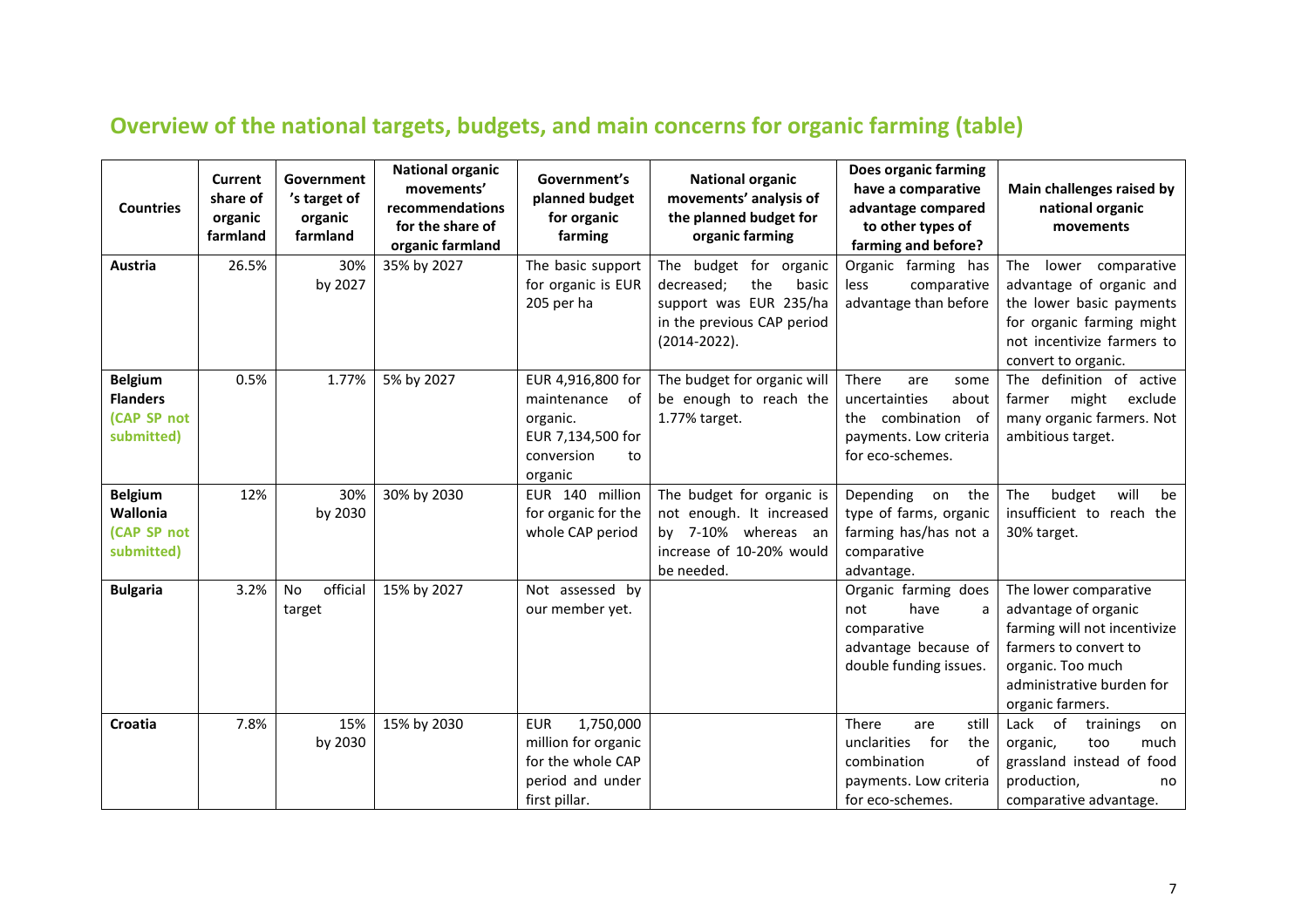## Overview of the national targets, budgets, and main concerns for organic farming (table)

| Countries | Current share of organic farmland | Government's target of organic farmland | National organic movements' recommendations for the share of organic farmland | Government's planned budget for organic farming | National organic movements' analysis of the planned budget for organic farming | Does organic farming have a comparative advantage compared to other types of farming and before? | Main challenges raised by national organic movements |
|---|---|---|---|---|---|---|---|
| **Austria** | 26.5% | 30% by 2027 | 35% by 2027 | The basic support for organic is EUR 205 per ha | The budget for organic decreased; the basic support was EUR 235/ha in the previous CAP period (2014-2022). | Organic farming has less comparative advantage than before | The lower comparative advantage of organic and the lower basic payments for organic farming might not incentivize farmers to convert to organic. |
| **Belgium Flanders (CAP SP not submitted)** | 0.5% | 1.77% | 5% by 2027 | EUR 4,916,800 for maintenance of organic. EUR 7,134,500 for conversion to organic | The budget for organic will be enough to reach the 1.77% target. | There are some uncertainties about the combination of payments. Low criteria for eco-schemes. | The definition of active farmer might exclude many organic farmers. Not ambitious target. |
| **Belgium Wallonia (CAP SP not submitted)** | 12% | 30% by 2030 | 30% by 2030 | EUR 140 million for organic for the whole CAP period | The budget for organic is not enough. It increased by 7-10% whereas an increase of 10-20% would be needed. | Depending on the type of farms, organic farming has/has not a comparative advantage. | The budget will be insufficient to reach the 30% target. |
| **Bulgaria** | 3.2% | No official target | 15% by 2027 | Not assessed by our member yet. | | Organic farming does not have a comparative advantage because of double funding issues. | The lower comparative advantage of organic farming will not incentivize farmers to convert to organic. Too much administrative burden for organic farmers. |
| **Croatia** | 7.8% | 15% by 2030 | 15% by 2030 | EUR 1,750,000 million for organic for the whole CAP period and under first pillar. | | There are still unclarities for the combination of payments. Low criteria for eco-schemes. | Lack of trainings on organic, too much grassland instead of food production, no comparative advantage. |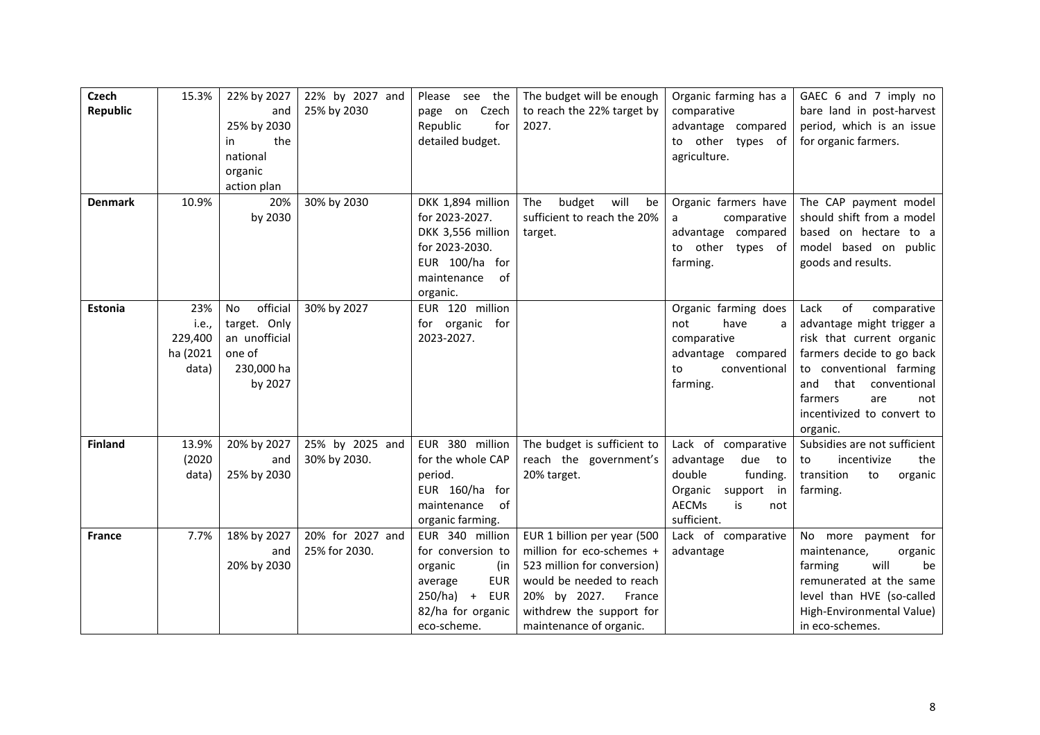| **Czech Republic** | 15.3% | 22% by 2027 and 25% by 2030 in the national organic action plan | 22% by 2027 and 25% by 2030 | Please see the page on Czech Republic for detailed budget. | The budget will be enough to reach the 22% target by 2027. | Organic farming has a comparative advantage compared to other types of agriculture. | GAEC 6 and 7 imply no bare land in post-harvest period, which is an issue for organic farmers. |
|---|---|---|---|---|---|---|---|
| **Denmark** | 10.9% | 20% by 2030 | 30% by 2030 | DKK 1,894 million for 2023-2027. DKK 3,556 million for 2023-2030. EUR 100/ha for maintenance of organic. | The budget will be sufficient to reach the 20% target. | Organic farmers have a comparative advantage compared to other types of farming. | The CAP payment model should shift from a model based on hectare to a model based on public goods and results. |
| **Estonia** | 23% i.e., 229,400 ha (2021 data) | No official target. Only an unofficial one of 230,000 ha by 2027 | 30% by 2027 | EUR 120 million for organic for 2023-2027. | | Organic farming does not have a comparative advantage compared to conventional farming. | Lack of comparative advantage might trigger a risk that current organic farmers decide to go back to conventional farming and that conventional farmers are not incentivized to convert to organic. |
| **Finland** | 13.9% (2020 data) | 20% by 2027 and 25% by 2030 | 25% by 2025 and 30% by 2030. | EUR 380 million for the whole CAP period. EUR 160/ha for maintenance of organic farming. | The budget is sufficient to reach the government's 20% target. | Lack of comparative advantage due to double funding. Organic support in AECMs is not sufficient. | Subsidies are not sufficient to incentivize the transition to organic farming. |
| **France** | 7.7% | 18% by 2027 and 20% by 2030 | 20% for 2027 and 25% for 2030. | EUR 340 million for conversion to organic (in average EUR 250/ha) + EUR 82/ha for organic eco-scheme. | EUR 1 billion per year (500 million for eco-schemes + 523 million for conversion) would be needed to reach 20% by 2027. France withdrew the support for maintenance of organic. | Lack of comparative advantage | No more payment for maintenance, organic farming will be remunerated at the same level than HVE (so-called High-Environmental Value) in eco-schemes. |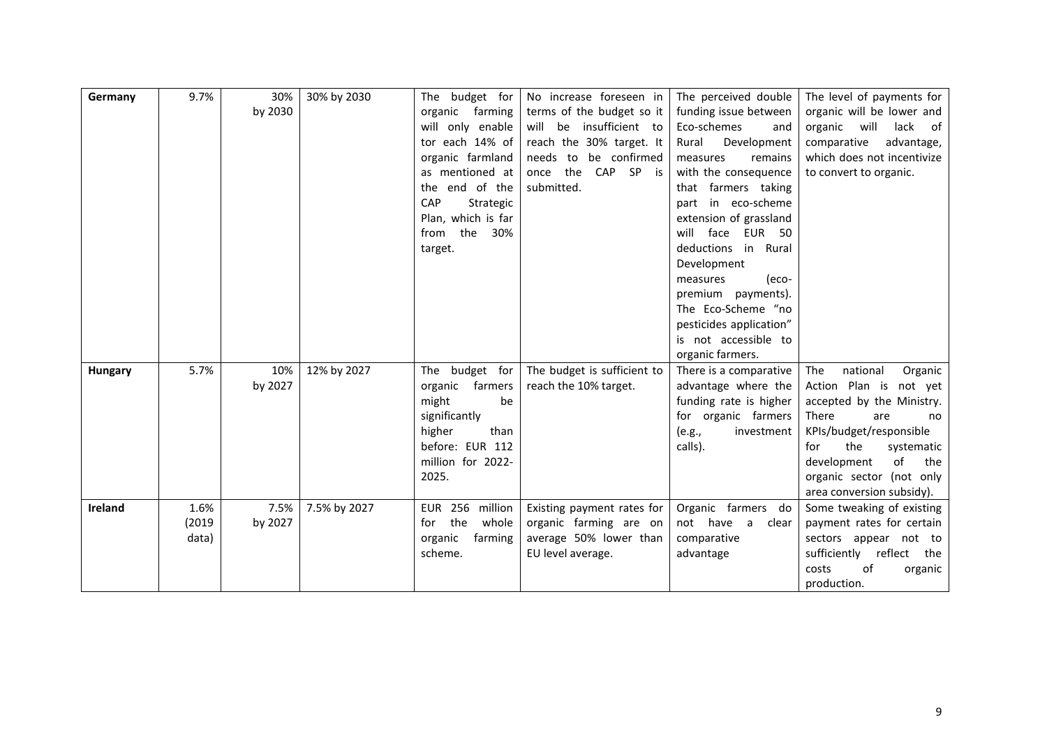| Germany | 9.7% | 30% by 2030 | 30% by 2030 | The budget for organic farming will only enable tor each 14% of organic farmland as mentioned at the end of the CAP Strategic Plan, which is far from the 30% target. | No increase foreseen in terms of the budget so it will be insufficient to reach the 30% target. It needs to be confirmed once the CAP SP is submitted. | The perceived double funding issue between Eco-schemes and Rural Development measures remains with the consequence that farmers taking part in eco-scheme extension of grassland will face EUR 50 deductions in Rural Development measures (eco-premium payments). The Eco-Scheme "no pesticides application" is not accessible to organic farmers. | The level of payments for organic will be lower and organic will lack of comparative advantage, which does not incentivize to convert to organic. |
|---|---|---|---|---|---|---|---|
| **Hungary** | 5.7% | 10% by 2027 | 12% by 2027 | The budget for organic farmers might be significantly higher than before: EUR 112 million for 2022-2025. | The budget is sufficient to reach the 10% target. | There is a comparative advantage where the funding rate is higher for organic farmers (e.g., investment calls). | The national Organic Action Plan is not yet accepted by the Ministry. There are no KPIs/budget/responsible for the systematic development of the organic sector (not only area conversion subsidy). |
| **Ireland** | 1.6% (2019 data) | 7.5% by 2027 | 7.5% by 2027 | EUR 256 million for the whole organic farming scheme. | Existing payment rates for organic farming are on average 50% lower than EU level average. | Organic farmers do not have a clear comparative advantage | Some tweaking of existing payment rates for certain sectors appear not to sufficiently reflect the costs of organic production. |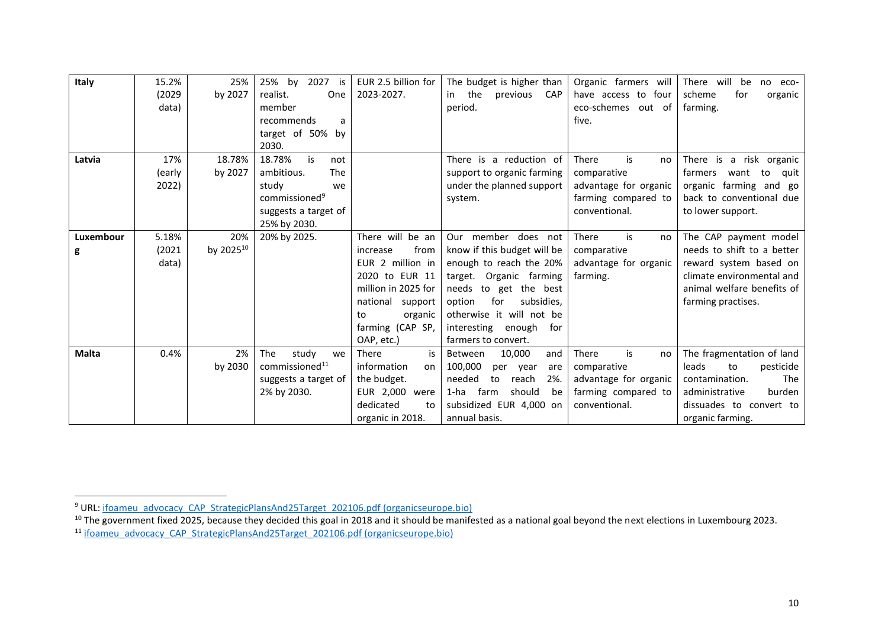| **Italy** | 15.2% (2029 data) | 25% by 2027 | 25% by 2027 is realist. One member recommends a target of 50% by 2030. | EUR 2.5 billion for 2023-2027. | The budget is higher than in the previous CAP period. | Organic farmers will have access to four eco-schemes out of five. | There will be no eco-scheme for organic farming. |
|---|---|---|---|---|---|---|---|
| **Latvia** | 17% (early 2022) | 18.78% by 2027 | 18.78% is not ambitious. The study we commissioned[9] suggests a target of 25% by 2030. | | There is a reduction of support to organic farming under the planned support system. | There is no comparative advantage for organic farming compared to conventional. | There is a risk organic farmers want to quit organic farming and go back to conventional due to lower support. |
| **Luxembourg** | 5.18% (2021 data) | 20% by 2025[10] | 20% by 2025. | There will be an increase from EUR 2 million in 2020 to EUR 11 million in 2025 for national support to organic farming (CAP SP, OAP, etc.) | Our member does not know if this budget will be enough to reach the 20% target. Organic farming needs to get the best option for subsidies, otherwise it will not be interesting enough for farmers to convert. | There is no comparative advantage for organic farming. | The CAP payment model needs to shift to a better reward system based on climate environmental and animal welfare benefits of farming practises. |
| **Malta** | 0.4% | 2% by 2030 | The study we commissioned[11] suggests a target of 2% by 2030. | There is information on the budget. EUR 2,000 were dedicated to organic in 2018. | Between 10,000 and 100,000 per year are needed to reach 2%. 1-ha farm should be subsidized EUR 4,000 on annual basis. | There is no comparative advantage for organic farming compared to conventional. | The fragmentation of land leads to pesticide contamination. The administrative burden dissuades to convert to organic farming. |

[9] URL: ifoameu_advocacy_CAP_StrategicPlansAnd25Target_202106.pdf (organicseurope.bio)

[10] The government fixed 2025, because they decided this goal in 2018 and it should be manifested as a national goal beyond the next elections in Luxembourg 2023.

[11] ifoameu_advocacy_CAP_StrategicPlansAnd25Target_202106.pdf (organicseurope.bio)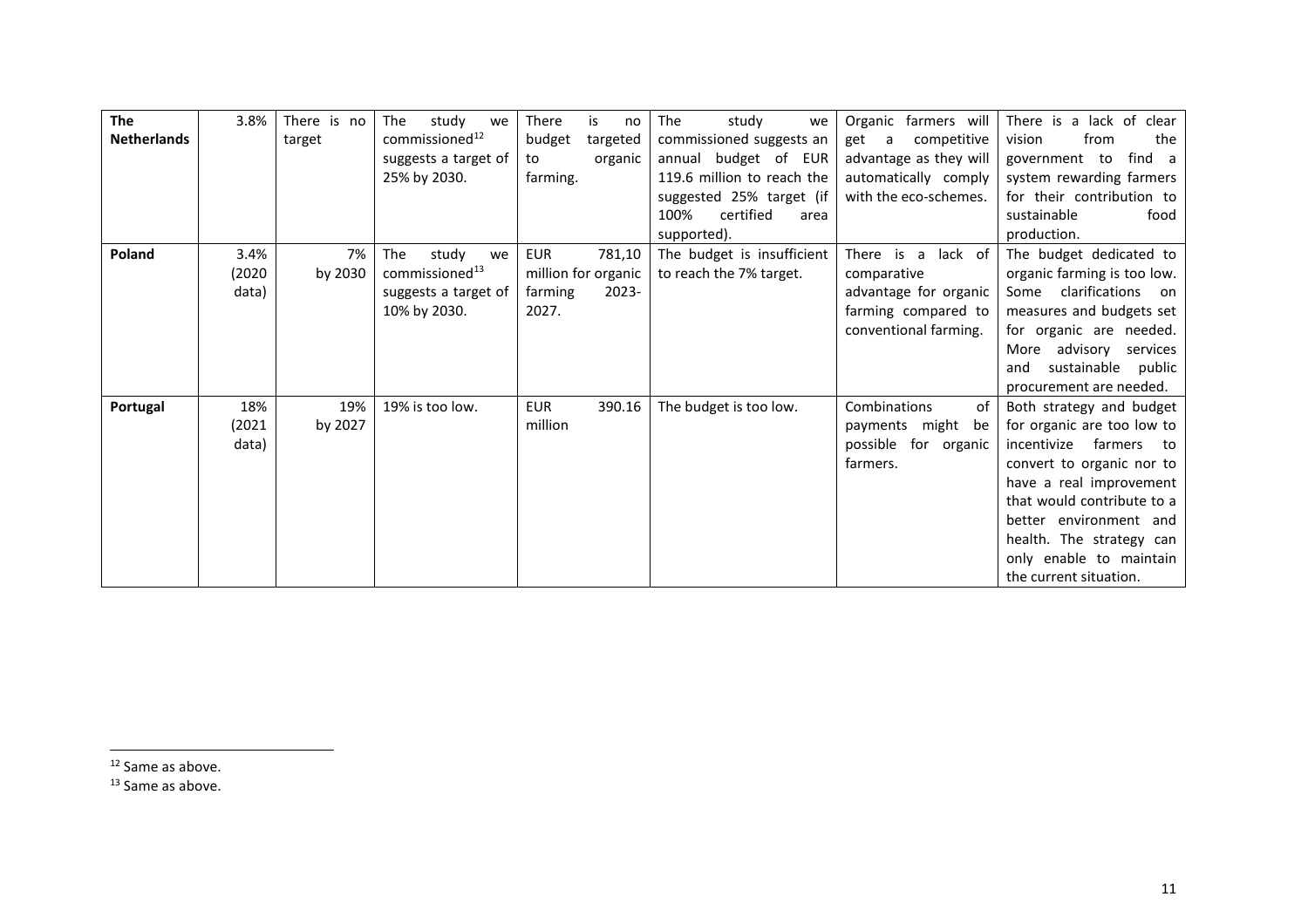| **The Netherlands** | 3.8% | There is no target | The study we commissioned[12] suggests a target of 25% by 2030. | There is no budget targeted to organic farming. | The study we commissioned suggests an annual budget of EUR 119.6 million to reach the suggested 25% target (if 100% certified area supported). | Organic farmers will get a competitive advantage as they will automatically comply with the eco-schemes. | There is a lack of clear vision from the government to find a system rewarding farmers for their contribution to sustainable food production. |
|---|---|---|---|---|---|---|---|
| **Poland** | 3.4% (2020 data) | 7% by 2030 | The study we commissioned[13] suggests a target of 10% by 2030. | EUR 781,10 million for organic farming 2023-2027. | The budget is insufficient to reach the 7% target. | There is a lack of comparative advantage for organic farming compared to conventional farming. | The budget dedicated to organic farming is too low. Some clarifications on measures and budgets set for organic are needed. More advisory services and sustainable public procurement are needed. |
| **Portugal** | 18% (2021 data) | 19% by 2027 | 19% is too low. | EUR 390.16 million | The budget is too low. | Combinations of payments might be possible for organic farmers. | Both strategy and budget for organic are too low to incentivize farmers to convert to organic nor to have a real improvement that would contribute to a better environment and health. The strategy can only enable to maintain the current situation. |

[12] Same as above.

[13] Same as above.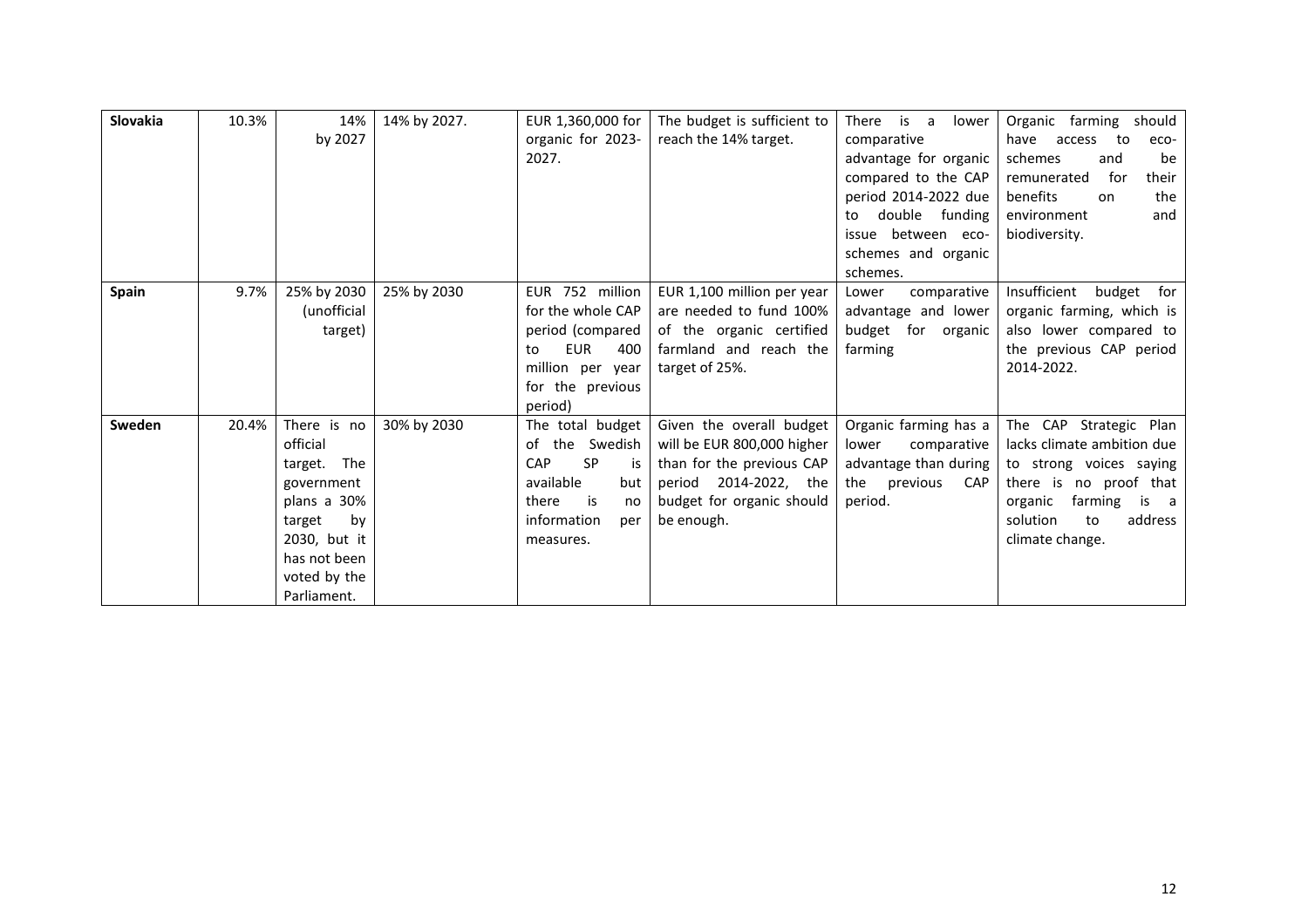| | | | | | | | |
|---|---|---|---|---|---|---|---|
| **Slovakia** | 10.3% | 14% by 2027 | 14% by 2027. | EUR 1,360,000 for organic for 2023-2027. | The budget is sufficient to reach the 14% target. | There is a lower comparative advantage for organic compared to the CAP period 2014-2022 due to double funding issue between eco-schemes and organic schemes. | Organic farming should have access to eco-schemes and be remunerated for their benefits on the environment and biodiversity. |
| **Spain** | 9.7% | 25% by 2030 (unofficial target) | 25% by 2030 | EUR 752 million for the whole CAP period (compared to EUR 400 million per year for the previous period) | EUR 1,100 million per year are needed to fund 100% of the organic certified farmland and reach the target of 25%. | Lower comparative advantage and lower budget for organic farming | Insufficient budget for organic farming, which is also lower compared to the previous CAP period 2014-2022. |
| **Sweden** | 20.4% | There is no official target. The government plans a 30% target by 2030, but it has not been voted by the Parliament. | 30% by 2030 | The total budget of the Swedish CAP SP is available but there is no information per measures. | Given the overall budget will be EUR 800,000 higher than for the previous CAP period 2014-2022, the budget for organic should be enough. | Organic farming has a lower comparative advantage than during the previous CAP period. | The CAP Strategic Plan lacks climate ambition due to strong voices saying there is no proof that organic farming is a solution to address climate change. |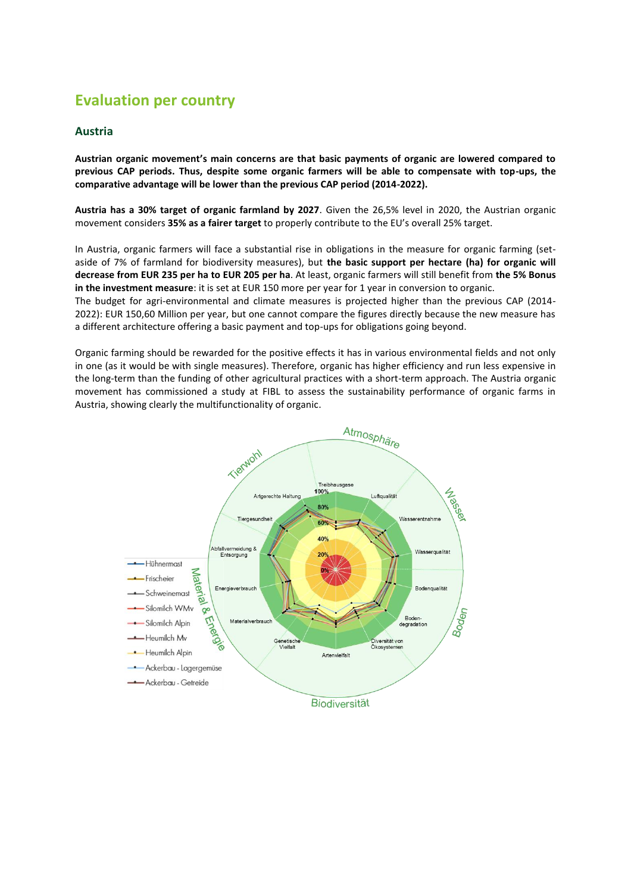## Evaluation per country

### Austria

**Austrian organic movement's main concerns are that basic payments of organic are lowered compared to previous CAP periods. Thus, despite some organic farmers will be able to compensate with top-ups, the comparative advantage will be lower than the previous CAP period (2014-2022).**

**Austria has a 30% target of organic farmland by 2027**. Given the 26,5% level in 2020, the Austrian organic movement considers **35% as a fairer target** to properly contribute to the EU's overall 25% target.

In Austria, organic farmers will face a substantial rise in obligations in the measure for organic farming (set-aside of 7% of farmland for biodiversity measures), but **the basic support per hectare (ha) for organic will decrease from EUR 235 per ha to EUR 205 per ha**. At least, organic farmers will still benefit from **the 5% Bonus in the investment measure**: it is set at EUR 150 more per year for 1 year in conversion to organic.
The budget for agri-environmental and climate measures is projected higher than the previous CAP (2014-2022): EUR 150,60 Million per year, but one cannot compare the figures directly because the new measure has a different architecture offering a basic payment and top-ups for obligations going beyond.

Organic farming should be rewarded for the positive effects it has in various environmental fields and not only in one (as it would be with single measures). Therefore, organic has higher efficiency and run less expensive in the long-term than the funding of other agricultural practices with a short-term approach. The Austria organic movement has commissioned a study at FIBL to assess the sustainability performance of organic farms in Austria, showing clearly the multifunctionality of organic.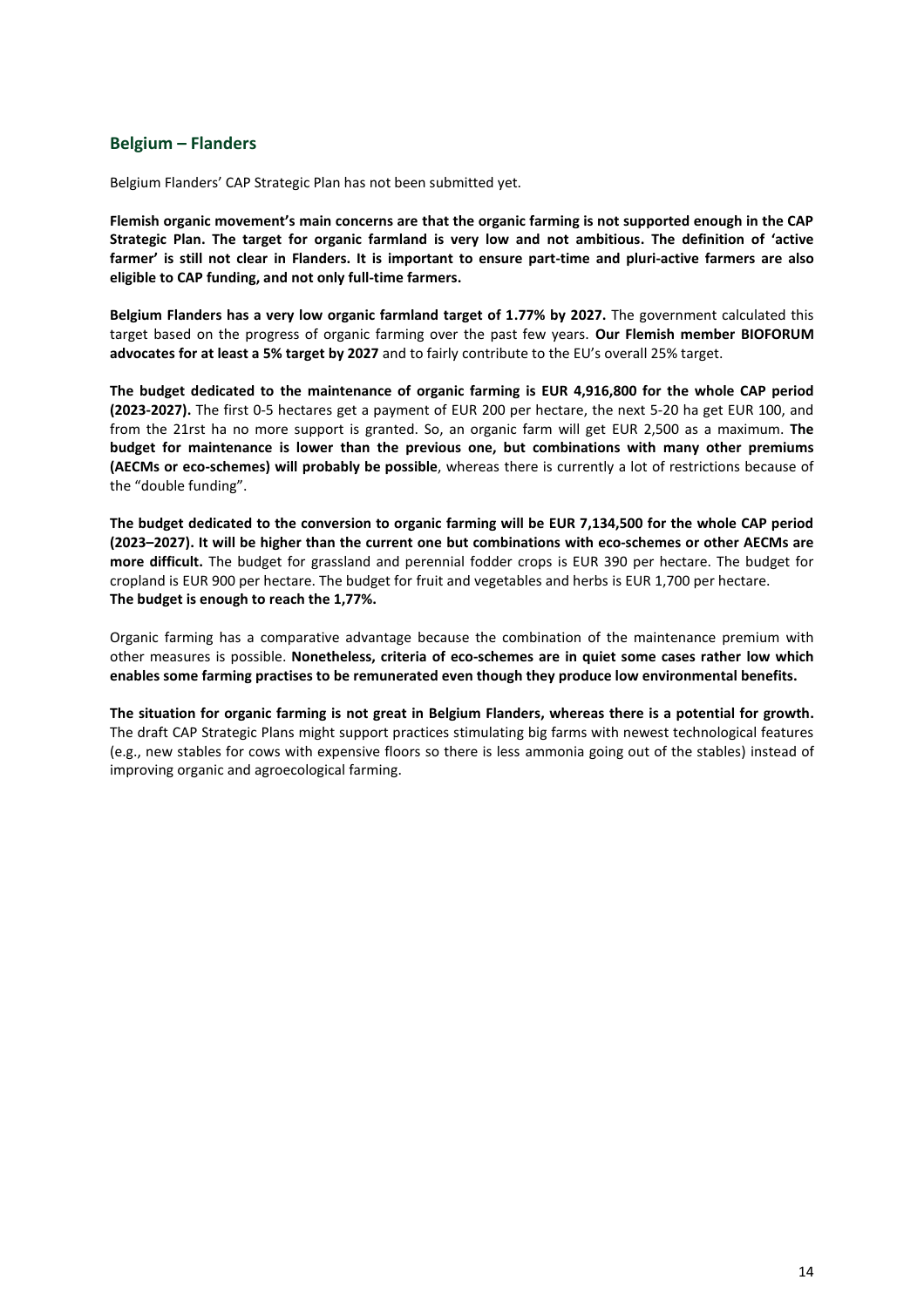## Belgium – Flanders

Belgium Flanders' CAP Strategic Plan has not been submitted yet.

**Flemish organic movement's main concerns are that the organic farming is not supported enough in the CAP Strategic Plan. The target for organic farmland is very low and not ambitious. The definition of 'active farmer' is still not clear in Flanders. It is important to ensure part-time and pluri-active farmers are also eligible to CAP funding, and not only full-time farmers.**

**Belgium Flanders has a very low organic farmland target of 1.77% by 2027.** The government calculated this target based on the progress of organic farming over the past few years. **Our Flemish member BIOFORUM advocates for at least a 5% target by 2027** and to fairly contribute to the EU's overall 25% target.

**The budget dedicated to the maintenance of organic farming is EUR 4,916,800 for the whole CAP period (2023-2027).** The first 0-5 hectares get a payment of EUR 200 per hectare, the next 5-20 ha get EUR 100, and from the 21rst ha no more support is granted. So, an organic farm will get EUR 2,500 as a maximum. **The budget for maintenance is lower than the previous one, but combinations with many other premiums (AECMs or eco-schemes) will probably be possible**, whereas there is currently a lot of restrictions because of the "double funding".

**The budget dedicated to the conversion to organic farming will be EUR 7,134,500 for the whole CAP period (2023–2027). It will be higher than the current one but combinations with eco-schemes or other AECMs are more difficult.** The budget for grassland and perennial fodder crops is EUR 390 per hectare. The budget for cropland is EUR 900 per hectare. The budget for fruit and vegetables and herbs is EUR 1,700 per hectare.
**The budget is enough to reach the 1,77%.**

Organic farming has a comparative advantage because the combination of the maintenance premium with other measures is possible. **Nonetheless, criteria of eco-schemes are in quiet some cases rather low which enables some farming practises to be remunerated even though they produce low environmental benefits.**

**The situation for organic farming is not great in Belgium Flanders, whereas there is a potential for growth.** The draft CAP Strategic Plans might support practices stimulating big farms with newest technological features (e.g., new stables for cows with expensive floors so there is less ammonia going out of the stables) instead of improving organic and agroecological farming.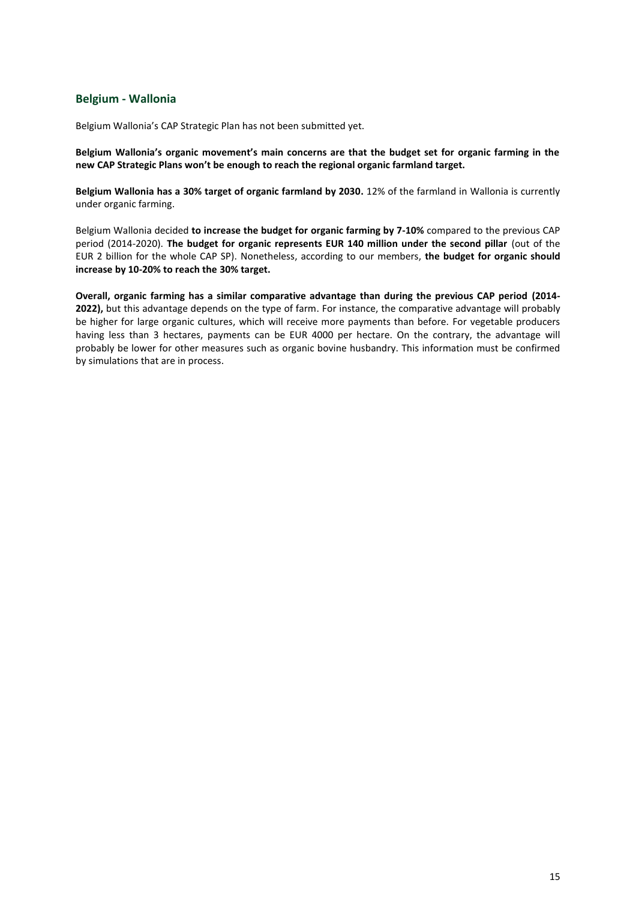## Belgium - Wallonia

Belgium Wallonia's CAP Strategic Plan has not been submitted yet.

**Belgium Wallonia's organic movement's main concerns are that the budget set for organic farming in the new CAP Strategic Plans won't be enough to reach the regional organic farmland target.**

**Belgium Wallonia has a 30% target of organic farmland by 2030.** 12% of the farmland in Wallonia is currently under organic farming.

Belgium Wallonia decided **to increase the budget for organic farming by 7-10%** compared to the previous CAP period (2014-2020). **The budget for organic represents EUR 140 million under the second pillar** (out of the EUR 2 billion for the whole CAP SP). Nonetheless, according to our members, **the budget for organic should increase by 10-20% to reach the 30% target.**

**Overall, organic farming has a similar comparative advantage than during the previous CAP period (2014-2022),** but this advantage depends on the type of farm. For instance, the comparative advantage will probably be higher for large organic cultures, which will receive more payments than before. For vegetable producers having less than 3 hectares, payments can be EUR 4000 per hectare. On the contrary, the advantage will probably be lower for other measures such as organic bovine husbandry. This information must be confirmed by simulations that are in process.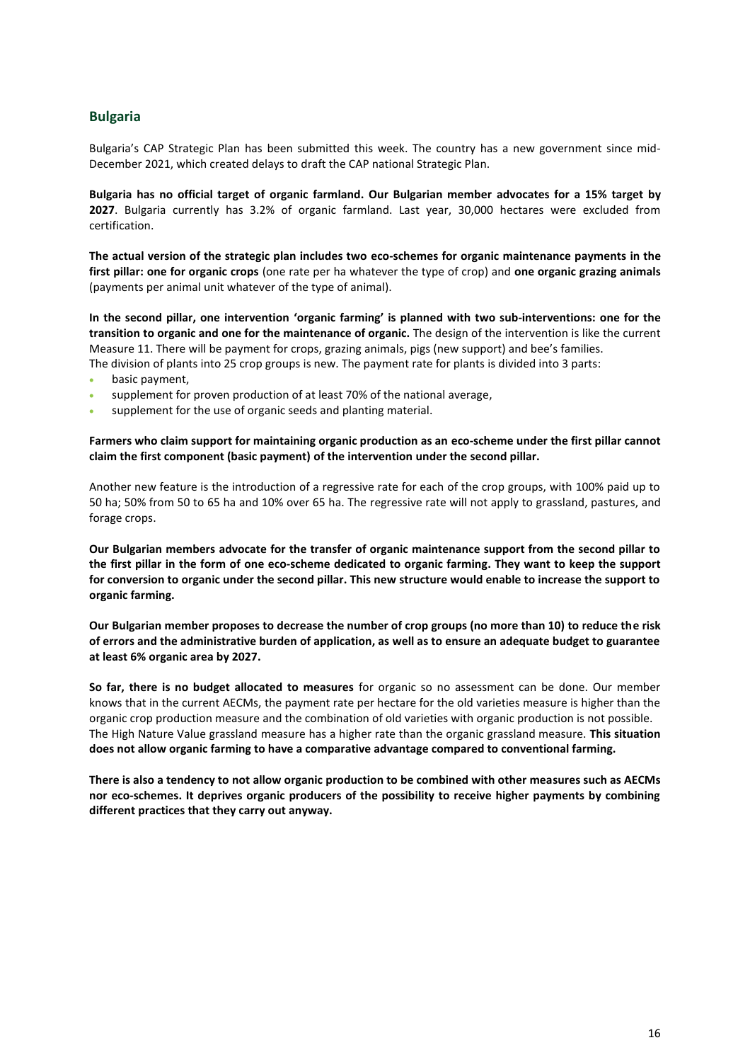## Bulgaria

Bulgaria's CAP Strategic Plan has been submitted this week. The country has a new government since mid-December 2021, which created delays to draft the CAP national Strategic Plan.

**Bulgaria has no official target of organic farmland. Our Bulgarian member advocates for a 15% target by 2027**. Bulgaria currently has 3.2% of organic farmland. Last year, 30,000 hectares were excluded from certification.

**The actual version of the strategic plan includes two eco-schemes for organic maintenance payments in the first pillar: one for organic crops** (one rate per ha whatever the type of crop) and **one organic grazing animals** (payments per animal unit whatever of the type of animal).

**In the second pillar, one intervention 'organic farming' is planned with two sub-interventions: one for the transition to organic and one for the maintenance of organic.** The design of the intervention is like the current Measure 11. There will be payment for crops, grazing animals, pigs (new support) and bee's families.
The division of plants into 25 crop groups is new. The payment rate for plants is divided into 3 parts:

- basic payment,
- supplement for proven production of at least 70% of the national average,
- supplement for the use of organic seeds and planting material.

**Farmers who claim support for maintaining organic production as an eco-scheme under the first pillar cannot claim the first component (basic payment) of the intervention under the second pillar.**

Another new feature is the introduction of a regressive rate for each of the crop groups, with 100% paid up to 50 ha; 50% from 50 to 65 ha and 10% over 65 ha. The regressive rate will not apply to grassland, pastures, and forage crops.

**Our Bulgarian members advocate for the transfer of organic maintenance support from the second pillar to the first pillar in the form of one eco-scheme dedicated to organic farming. They want to keep the support for conversion to organic under the second pillar. This new structure would enable to increase the support to organic farming.**

**Our Bulgarian member proposes to decrease the number of crop groups (no more than 10) to reduce the risk of errors and the administrative burden of application, as well as to ensure an adequate budget to guarantee at least 6% organic area by 2027.**

**So far, there is no budget allocated to measures** for organic so no assessment can be done. Our member knows that in the current AECMs, the payment rate per hectare for the old varieties measure is higher than the organic crop production measure and the combination of old varieties with organic production is not possible. The High Nature Value grassland measure has a higher rate than the organic grassland measure. **This situation does not allow organic farming to have a comparative advantage compared to conventional farming.**

**There is also a tendency to not allow organic production to be combined with other measures such as AECMs nor eco-schemes. It deprives organic producers of the possibility to receive higher payments by combining different practices that they carry out anyway.**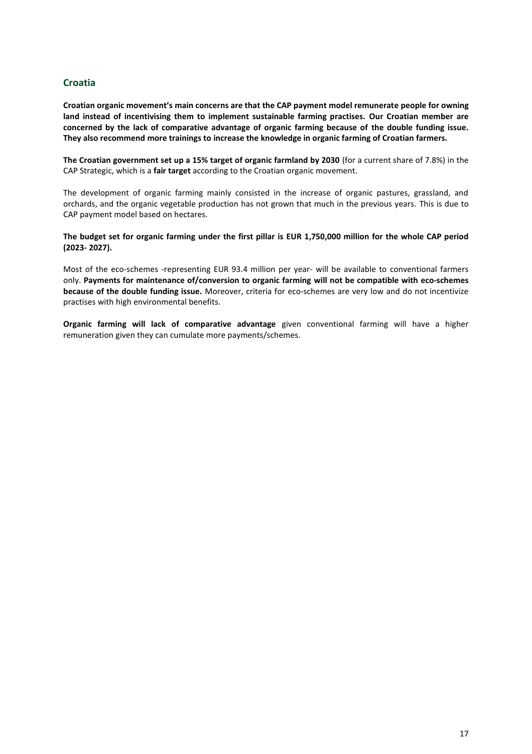## Croatia

**Croatian organic movement's main concerns are that the CAP payment model remunerate people for owning land instead of incentivising them to implement sustainable farming practises. Our Croatian member are concerned by the lack of comparative advantage of organic farming because of the double funding issue. They also recommend more trainings to increase the knowledge in organic farming of Croatian farmers.**

**The Croatian government set up a 15% target of organic farmland by 2030** (for a current share of 7.8%) in the CAP Strategic, which is a **fair target** according to the Croatian organic movement.

The development of organic farming mainly consisted in the increase of organic pastures, grassland, and orchards, and the organic vegetable production has not grown that much in the previous years. This is due to CAP payment model based on hectares.

**The budget set for organic farming under the first pillar is EUR 1,750,000 million for the whole CAP period (2023- 2027).**

Most of the eco-schemes -representing EUR 93.4 million per year- will be available to conventional farmers only. **Payments for maintenance of/conversion to organic farming will not be compatible with eco-schemes because of the double funding issue.** Moreover, criteria for eco-schemes are very low and do not incentivize practises with high environmental benefits.

**Organic farming will lack of comparative advantage** given conventional farming will have a higher remuneration given they can cumulate more payments/schemes.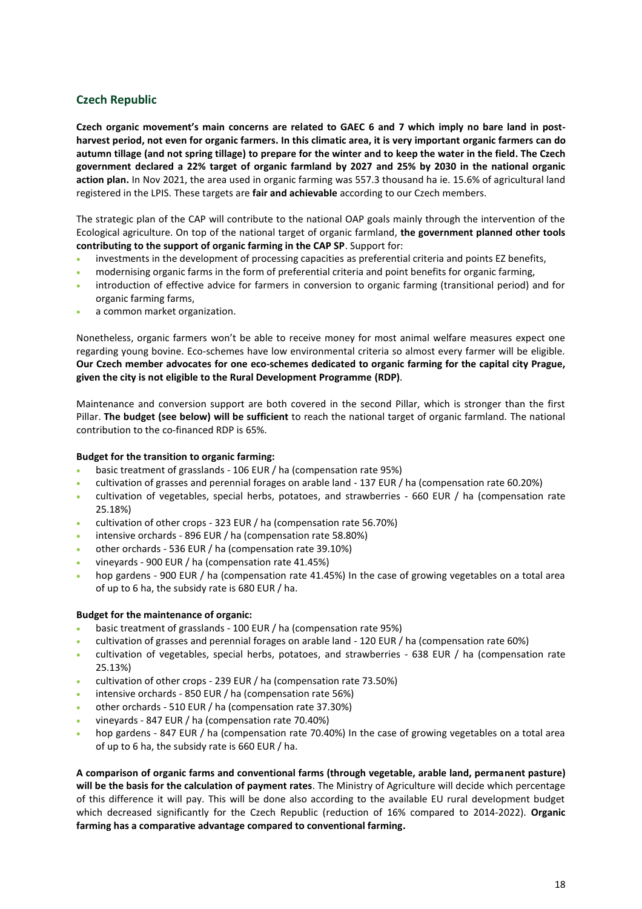## Czech Republic

**Czech organic movement's main concerns are related to GAEC 6 and 7 which imply no bare land in post-harvest period, not even for organic farmers. In this climatic area, it is very important organic farmers can do autumn tillage (and not spring tillage) to prepare for the winter and to keep the water in the field. The Czech government declared a 22% target of organic farmland by 2027 and 25% by 2030 in the national organic action plan.** In Nov 2021, the area used in organic farming was 557.3 thousand ha ie. 15.6% of agricultural land registered in the LPIS. These targets are **fair and achievable** according to our Czech members.

The strategic plan of the CAP will contribute to the national OAP goals mainly through the intervention of the Ecological agriculture. On top of the national target of organic farmland, **the government planned other tools contributing to the support of organic farming in the CAP SP**. Support for:

- investments in the development of processing capacities as preferential criteria and points EZ benefits,
- modernising organic farms in the form of preferential criteria and point benefits for organic farming,
- introduction of effective advice for farmers in conversion to organic farming (transitional period) and for organic farming farms,
- a common market organization.

Nonetheless, organic farmers won't be able to receive money for most animal welfare measures expect one regarding young bovine. Eco-schemes have low environmental criteria so almost every farmer will be eligible. **Our Czech member advocates for one eco-schemes dedicated to organic farming for the capital city Prague, given the city is not eligible to the Rural Development Programme (RDP)**.

Maintenance and conversion support are both covered in the second Pillar, which is stronger than the first Pillar. **The budget (see below) will be sufficient** to reach the national target of organic farmland. The national contribution to the co-financed RDP is 65%.

**Budget for the transition to organic farming:**

- basic treatment of grasslands - 106 EUR / ha (compensation rate 95%)
- cultivation of grasses and perennial forages on arable land - 137 EUR / ha (compensation rate 60.20%)
- cultivation of vegetables, special herbs, potatoes, and strawberries - 660 EUR / ha (compensation rate 25.18%)
- cultivation of other crops - 323 EUR / ha (compensation rate 56.70%)
- intensive orchards - 896 EUR / ha (compensation rate 58.80%)
- other orchards - 536 EUR / ha (compensation rate 39.10%)
- vineyards - 900 EUR / ha (compensation rate 41.45%)
- hop gardens - 900 EUR / ha (compensation rate 41.45%) In the case of growing vegetables on a total area of up to 6 ha, the subsidy rate is 680 EUR / ha.

**Budget for the maintenance of organic:**

- basic treatment of grasslands - 100 EUR / ha (compensation rate 95%)
- cultivation of grasses and perennial forages on arable land - 120 EUR / ha (compensation rate 60%)
- cultivation of vegetables, special herbs, potatoes, and strawberries - 638 EUR / ha (compensation rate 25.13%)
- cultivation of other crops - 239 EUR / ha (compensation rate 73.50%)
- intensive orchards - 850 EUR / ha (compensation rate 56%)
- other orchards - 510 EUR / ha (compensation rate 37.30%)
- vineyards - 847 EUR / ha (compensation rate 70.40%)
- hop gardens - 847 EUR / ha (compensation rate 70.40%) In the case of growing vegetables on a total area of up to 6 ha, the subsidy rate is 660 EUR / ha.

**A comparison of organic farms and conventional farms (through vegetable, arable land, permanent pasture) will be the basis for the calculation of payment rates**. The Ministry of Agriculture will decide which percentage of this difference it will pay. This will be done also according to the available EU rural development budget which decreased significantly for the Czech Republic (reduction of 16% compared to 2014-2022). **Organic farming has a comparative advantage compared to conventional farming.**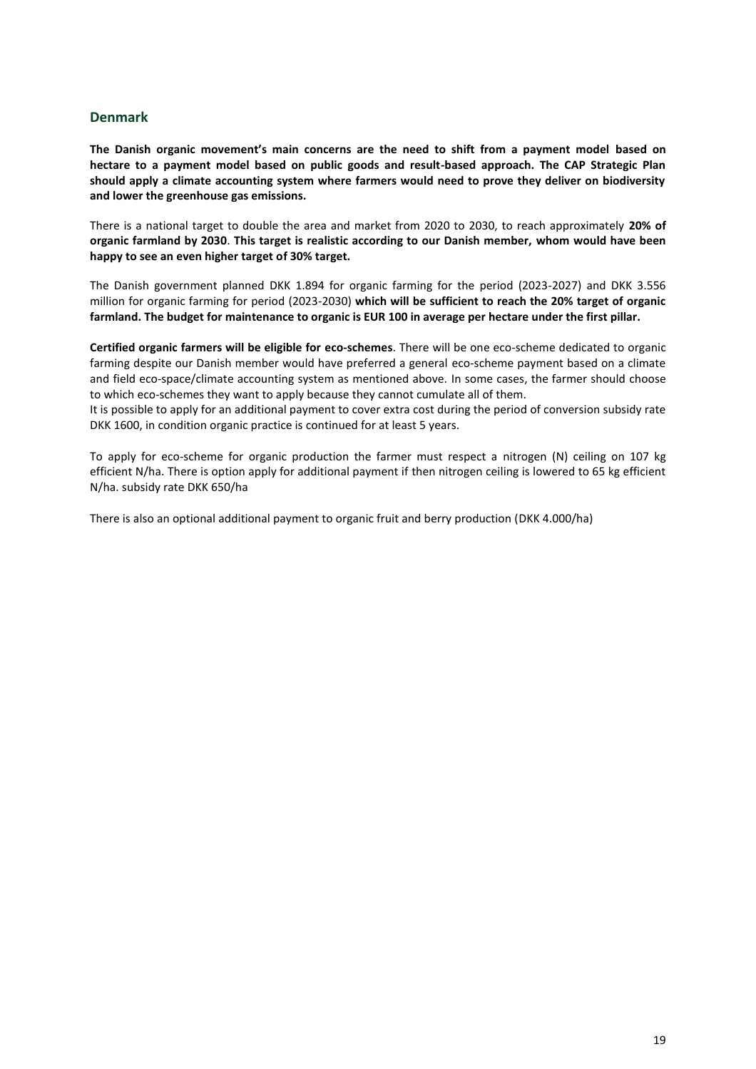## Denmark

**The Danish organic movement's main concerns are the need to shift from a payment model based on hectare to a payment model based on public goods and result-based approach. The CAP Strategic Plan should apply a climate accounting system where farmers would need to prove they deliver on biodiversity and lower the greenhouse gas emissions.**

There is a national target to double the area and market from 2020 to 2030, to reach approximately **20% of organic farmland by 2030**. **This target is realistic according to our Danish member, whom would have been happy to see an even higher target of 30% target.**

The Danish government planned DKK 1.894 for organic farming for the period (2023-2027) and DKK 3.556 million for organic farming for period (2023-2030) **which will be sufficient to reach the 20% target of organic farmland. The budget for maintenance to organic is EUR 100 in average per hectare under the first pillar.**

**Certified organic farmers will be eligible for eco-schemes**. There will be one eco-scheme dedicated to organic farming despite our Danish member would have preferred a general eco-scheme payment based on a climate and field eco-space/climate accounting system as mentioned above. In some cases, the farmer should choose to which eco-schemes they want to apply because they cannot cumulate all of them.
It is possible to apply for an additional payment to cover extra cost during the period of conversion subsidy rate DKK 1600, in condition organic practice is continued for at least 5 years.

To apply for eco-scheme for organic production the farmer must respect a nitrogen (N) ceiling on 107 kg efficient N/ha. There is option apply for additional payment if then nitrogen ceiling is lowered to 65 kg efficient N/ha. subsidy rate DKK 650/ha

There is also an optional additional payment to organic fruit and berry production (DKK 4.000/ha)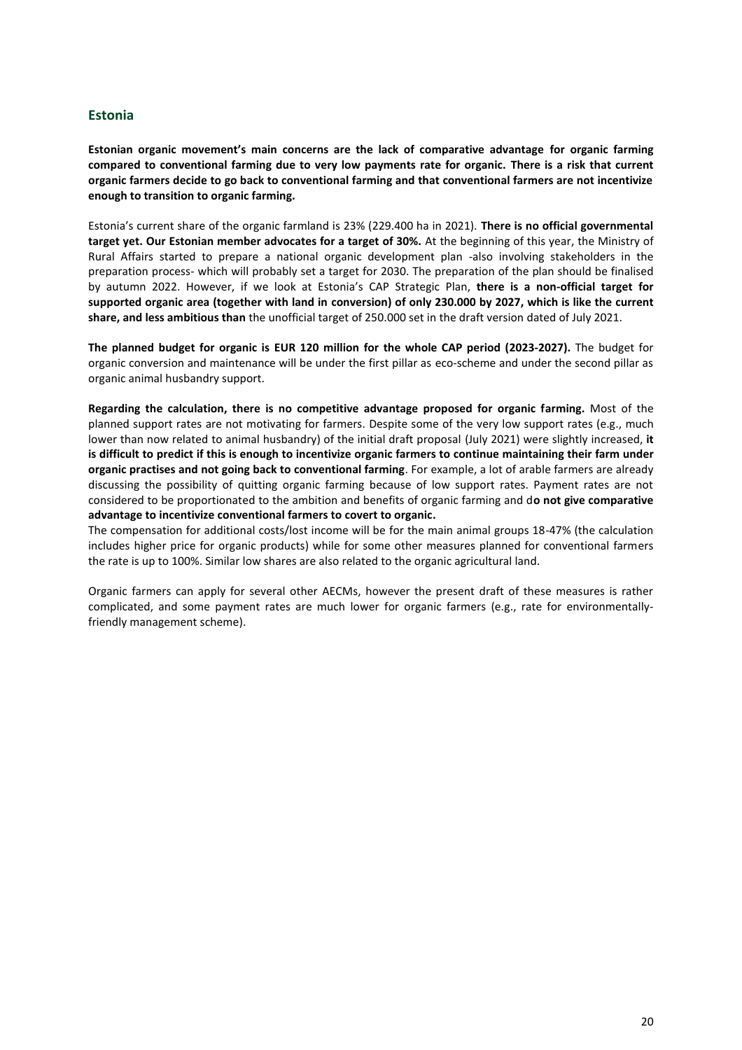## Estonia

**Estonian organic movement's main concerns are the lack of comparative advantage for organic farming compared to conventional farming due to very low payments rate for organic. There is a risk that current organic farmers decide to go back to conventional farming and that conventional farmers are not incentivize enough to transition to organic farming.**

Estonia's current share of the organic farmland is 23% (229.400 ha in 2021). **There is no official governmental target yet. Our Estonian member advocates for a target of 30%.** At the beginning of this year, the Ministry of Rural Affairs started to prepare a national organic development plan -also involving stakeholders in the preparation process- which will probably set a target for 2030. The preparation of the plan should be finalised by autumn 2022. However, if we look at Estonia's CAP Strategic Plan, **there is a non-official target for supported organic area (together with land in conversion) of only 230.000 by 2027, which is like the current share, and less ambitious than** the unofficial target of 250.000 set in the draft version dated of July 2021.

**The planned budget for organic is EUR 120 million for the whole CAP period (2023-2027).** The budget for organic conversion and maintenance will be under the first pillar as eco-scheme and under the second pillar as organic animal husbandry support.

**Regarding the calculation, there is no competitive advantage proposed for organic farming.** Most of the planned support rates are not motivating for farmers. Despite some of the very low support rates (e.g., much lower than now related to animal husbandry) of the initial draft proposal (July 2021) were slightly increased, **it is difficult to predict if this is enough to incentivize organic farmers to continue maintaining their farm under organic practises and not going back to conventional farming**. For example, a lot of arable farmers are already discussing the possibility of quitting organic farming because of low support rates. Payment rates are not considered to be proportionated to the ambition and benefits of organic farming and d**o not give comparative advantage to incentivize conventional farmers to covert to organic.**

The compensation for additional costs/lost income will be for the main animal groups 18-47% (the calculation includes higher price for organic products) while for some other measures planned for conventional farmers the rate is up to 100%. Similar low shares are also related to the organic agricultural land.

Organic farmers can apply for several other AECMs, however the present draft of these measures is rather complicated, and some payment rates are much lower for organic farmers (e.g., rate for environmentally-friendly management scheme).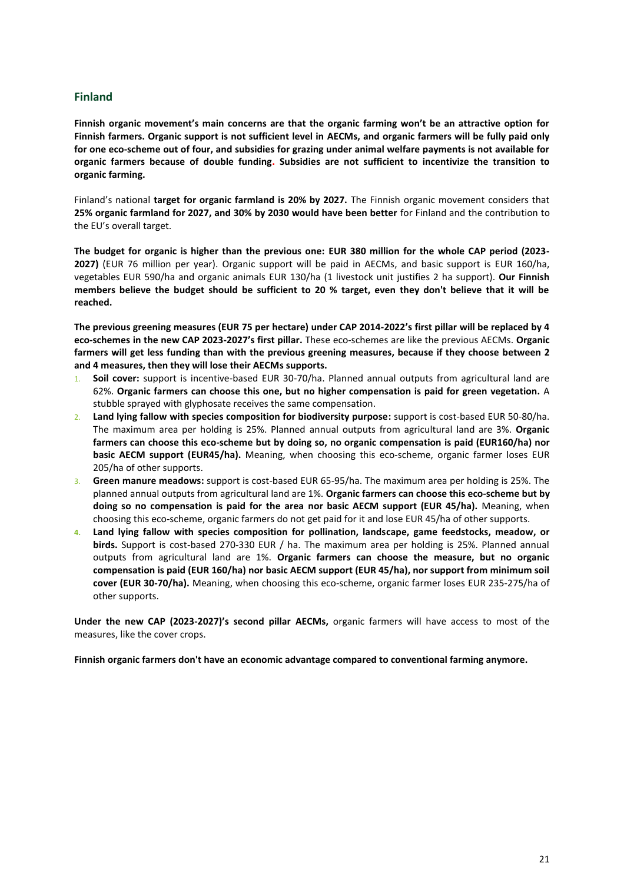## Finland

**Finnish organic movement's main concerns are that the organic farming won't be an attractive option for Finnish farmers. Organic support is not sufficient level in AECMs, and organic farmers will be fully paid only for one eco-scheme out of four, and subsidies for grazing under animal welfare payments is not available for organic farmers because of double funding. Subsidies are not sufficient to incentivize the transition to organic farming.**

Finland's national **target for organic farmland is 20% by 2027.** The Finnish organic movement considers that **25% organic farmland for 2027, and 30% by 2030 would have been better** for Finland and the contribution to the EU's overall target.

**The budget for organic is higher than the previous one: EUR 380 million for the whole CAP period (2023-2027)** (EUR 76 million per year). Organic support will be paid in AECMs, and basic support is EUR 160/ha, vegetables EUR 590/ha and organic animals EUR 130/ha (1 livestock unit justifies 2 ha support). **Our Finnish members believe the budget should be sufficient to 20 % target, even they don't believe that it will be reached.**

**The previous greening measures (EUR 75 per hectare) under CAP 2014-2022's first pillar will be replaced by 4 eco-schemes in the new CAP 2023-2027's first pillar.** These eco-schemes are like the previous AECMs. **Organic farmers will get less funding than with the previous greening measures, because if they choose between 2 and 4 measures, then they will lose their AECMs supports.**

1. **Soil cover:** support is incentive-based EUR 30-70/ha. Planned annual outputs from agricultural land are 62%. **Organic farmers can choose this one, but no higher compensation is paid for green vegetation.** A stubble sprayed with glyphosate receives the same compensation.
2. **Land lying fallow with species composition for biodiversity purpose:** support is cost-based EUR 50-80/ha. The maximum area per holding is 25%. Planned annual outputs from agricultural land are 3%. **Organic farmers can choose this eco-scheme but by doing so, no organic compensation is paid (EUR160/ha) nor basic AECM support (EUR45/ha).** Meaning, when choosing this eco-scheme, organic farmer loses EUR 205/ha of other supports.
3. **Green manure meadows:** support is cost-based EUR 65-95/ha. The maximum area per holding is 25%. The planned annual outputs from agricultural land are 1%. **Organic farmers can choose this eco-scheme but by doing so no compensation is paid for the area nor basic AECM support (EUR 45/ha).** Meaning, when choosing this eco-scheme, organic farmers do not get paid for it and lose EUR 45/ha of other supports.
4. **Land lying fallow with species composition for pollination, landscape, game feedstocks, meadow, or birds.** Support is cost-based 270-330 EUR / ha. The maximum area per holding is 25%. Planned annual outputs from agricultural land are 1%. **Organic farmers can choose the measure, but no organic compensation is paid (EUR 160/ha) nor basic AECM support (EUR 45/ha), nor support from minimum soil cover (EUR 30-70/ha).** Meaning, when choosing this eco-scheme, organic farmer loses EUR 235-275/ha of other supports.

**Under the new CAP (2023-2027)'s second pillar AECMs,** organic farmers will have access to most of the measures, like the cover crops.

**Finnish organic farmers don't have an economic advantage compared to conventional farming anymore.**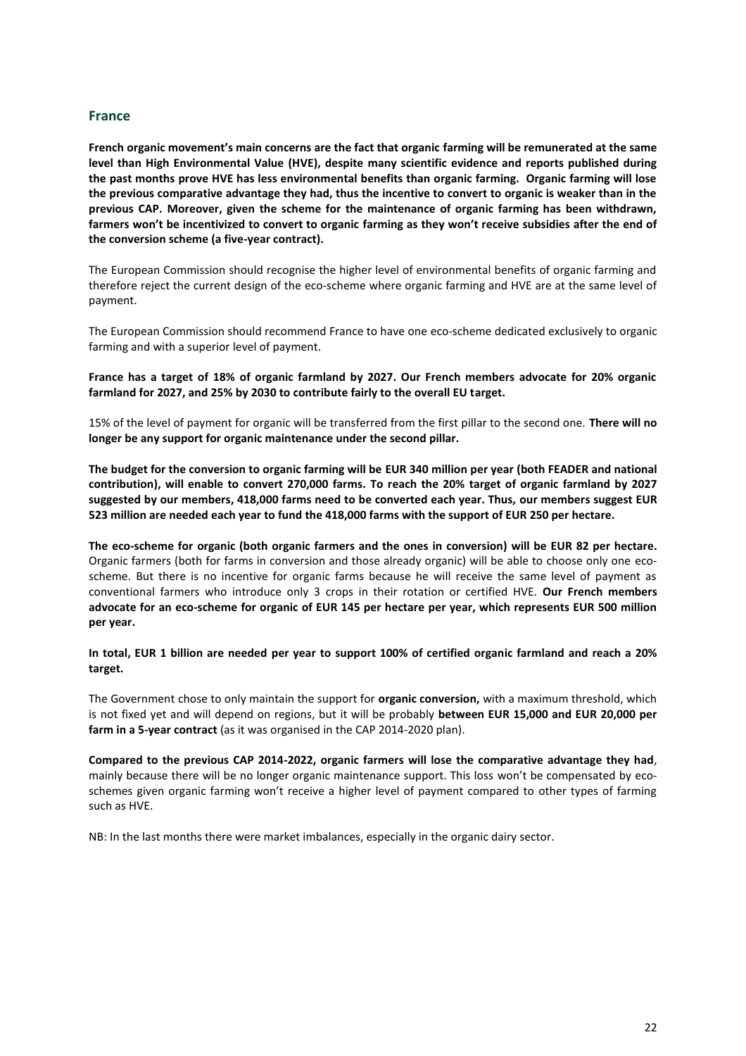## France

**French organic movement's main concerns are the fact that organic farming will be remunerated at the same level than High Environmental Value (HVE), despite many scientific evidence and reports published during the past months prove HVE has less environmental benefits than organic farming. Organic farming will lose the previous comparative advantage they had, thus the incentive to convert to organic is weaker than in the previous CAP. Moreover, given the scheme for the maintenance of organic farming has been withdrawn, farmers won't be incentivized to convert to organic farming as they won't receive subsidies after the end of the conversion scheme (a five-year contract).**

The European Commission should recognise the higher level of environmental benefits of organic farming and therefore reject the current design of the eco-scheme where organic farming and HVE are at the same level of payment.

The European Commission should recommend France to have one eco-scheme dedicated exclusively to organic farming and with a superior level of payment.

**France has a target of 18% of organic farmland by 2027. Our French members advocate for 20% organic farmland for 2027, and 25% by 2030 to contribute fairly to the overall EU target.**

15% of the level of payment for organic will be transferred from the first pillar to the second one. **There will no longer be any support for organic maintenance under the second pillar.**

**The budget for the conversion to organic farming will be EUR 340 million per year (both FEADER and national contribution), will enable to convert 270,000 farms. To reach the 20% target of organic farmland by 2027 suggested by our members, 418,000 farms need to be converted each year. Thus, our members suggest EUR 523 million are needed each year to fund the 418,000 farms with the support of EUR 250 per hectare.**

**The eco-scheme for organic (both organic farmers and the ones in conversion) will be EUR 82 per hectare.** Organic farmers (both for farms in conversion and those already organic) will be able to choose only one eco-scheme. But there is no incentive for organic farms because he will receive the same level of payment as conventional farmers who introduce only 3 crops in their rotation or certified HVE. **Our French members advocate for an eco-scheme for organic of EUR 145 per hectare per year, which represents EUR 500 million per year.**

**In total, EUR 1 billion are needed per year to support 100% of certified organic farmland and reach a 20% target.**

The Government chose to only maintain the support for **organic conversion,** with a maximum threshold, which is not fixed yet and will depend on regions, but it will be probably **between EUR 15,000 and EUR 20,000 per farm in a 5-year contract** (as it was organised in the CAP 2014-2020 plan).

**Compared to the previous CAP 2014-2022, organic farmers will lose the comparative advantage they had**, mainly because there will be no longer organic maintenance support. This loss won't be compensated by eco-schemes given organic farming won't receive a higher level of payment compared to other types of farming such as HVE.

NB: In the last months there were market imbalances, especially in the organic dairy sector.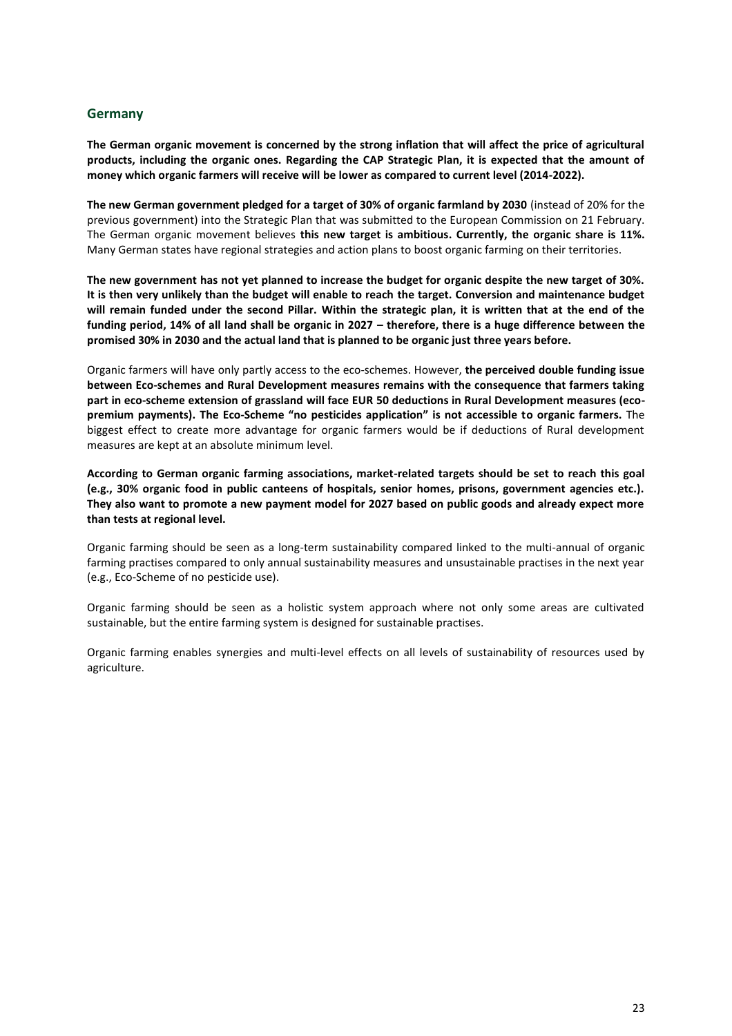## Germany

**The German organic movement is concerned by the strong inflation that will affect the price of agricultural products, including the organic ones. Regarding the CAP Strategic Plan, it is expected that the amount of money which organic farmers will receive will be lower as compared to current level (2014-2022).**

**The new German government pledged for a target of 30% of organic farmland by 2030** (instead of 20% for the previous government) into the Strategic Plan that was submitted to the European Commission on 21 February. The German organic movement believes **this new target is ambitious. Currently, the organic share is 11%.** Many German states have regional strategies and action plans to boost organic farming on their territories.

**The new government has not yet planned to increase the budget for organic despite the new target of 30%. It is then very unlikely than the budget will enable to reach the target. Conversion and maintenance budget will remain funded under the second Pillar. Within the strategic plan, it is written that at the end of the funding period, 14% of all land shall be organic in 2027 – therefore, there is a huge difference between the promised 30% in 2030 and the actual land that is planned to be organic just three years before.**

Organic farmers will have only partly access to the eco-schemes. However, **the perceived double funding issue between Eco-schemes and Rural Development measures remains with the consequence that farmers taking part in eco-scheme extension of grassland will face EUR 50 deductions in Rural Development measures (eco-premium payments). The Eco-Scheme "no pesticides application" is not accessible to organic farmers.** The biggest effect to create more advantage for organic farmers would be if deductions of Rural development measures are kept at an absolute minimum level.

**According to German organic farming associations, market-related targets should be set to reach this goal (e.g., 30% organic food in public canteens of hospitals, senior homes, prisons, government agencies etc.). They also want to promote a new payment model for 2027 based on public goods and already expect more than tests at regional level.**

Organic farming should be seen as a long-term sustainability compared linked to the multi-annual of organic farming practises compared to only annual sustainability measures and unsustainable practises in the next year (e.g., Eco-Scheme of no pesticide use).

Organic farming should be seen as a holistic system approach where not only some areas are cultivated sustainable, but the entire farming system is designed for sustainable practises.

Organic farming enables synergies and multi-level effects on all levels of sustainability of resources used by agriculture.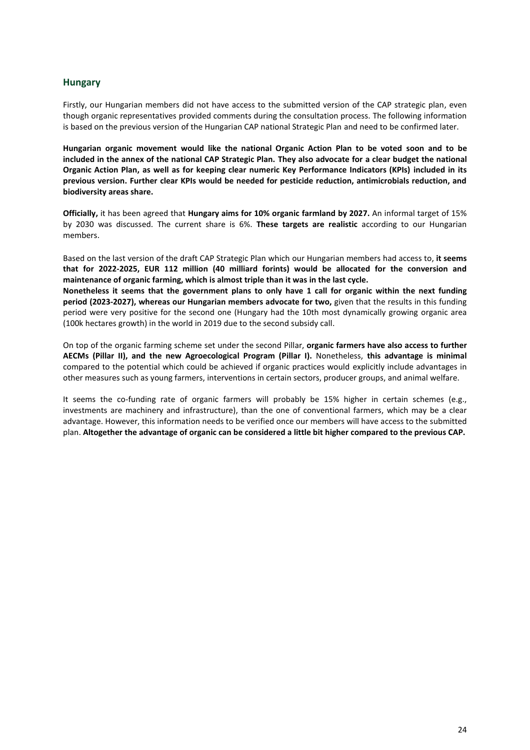## Hungary

Firstly, our Hungarian members did not have access to the submitted version of the CAP strategic plan, even though organic representatives provided comments during the consultation process. The following information is based on the previous version of the Hungarian CAP national Strategic Plan and need to be confirmed later.

**Hungarian organic movement would like the national Organic Action Plan to be voted soon and to be included in the annex of the national CAP Strategic Plan. They also advocate for a clear budget the national Organic Action Plan, as well as for keeping clear numeric Key Performance Indicators (KPIs) included in its previous version. Further clear KPIs would be needed for pesticide reduction, antimicrobials reduction, and biodiversity areas share.**

**Officially,** it has been agreed that **Hungary aims for 10% organic farmland by 2027.** An informal target of 15% by 2030 was discussed. The current share is 6%. **These targets are realistic** according to our Hungarian members.

Based on the last version of the draft CAP Strategic Plan which our Hungarian members had access to, **it seems that for 2022-2025, EUR 112 million (40 milliard forints) would be allocated for the conversion and maintenance of organic farming, which is almost triple than it was in the last cycle.**

**Nonetheless it seems that the government plans to only have 1 call for organic within the next funding period (2023-2027), whereas our Hungarian members advocate for two,** given that the results in this funding period were very positive for the second one (Hungary had the 10th most dynamically growing organic area (100k hectares growth) in the world in 2019 due to the second subsidy call.

On top of the organic farming scheme set under the second Pillar, **organic farmers have also access to further AECMs (Pillar II), and the new Agroecological Program (Pillar I).** Nonetheless, **this advantage is minimal** compared to the potential which could be achieved if organic practices would explicitly include advantages in other measures such as young farmers, interventions in certain sectors, producer groups, and animal welfare.

It seems the co-funding rate of organic farmers will probably be 15% higher in certain schemes (e.g., investments are machinery and infrastructure), than the one of conventional farmers, which may be a clear advantage. However, this information needs to be verified once our members will have access to the submitted plan. **Altogether the advantage of organic can be considered a little bit higher compared to the previous CAP.**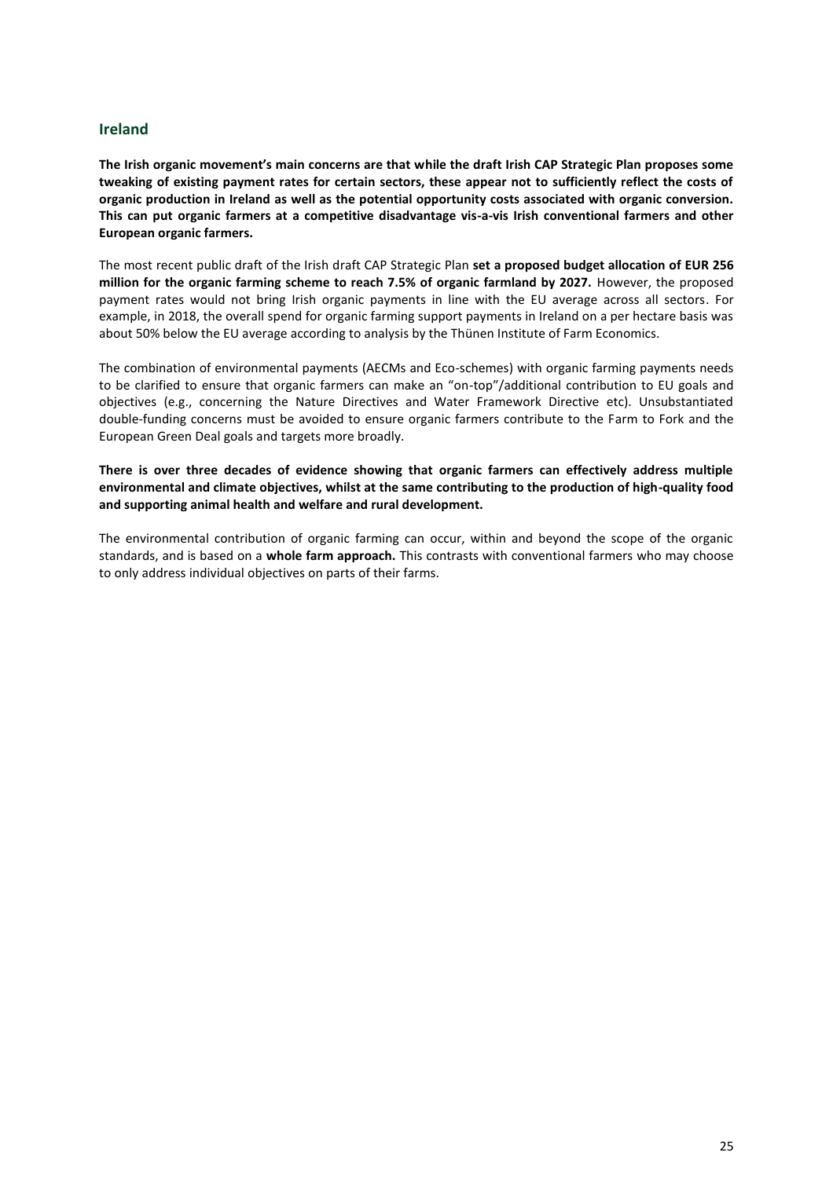## Ireland

**The Irish organic movement's main concerns are that while the draft Irish CAP Strategic Plan proposes some tweaking of existing payment rates for certain sectors, these appear not to sufficiently reflect the costs of organic production in Ireland as well as the potential opportunity costs associated with organic conversion. This can put organic farmers at a competitive disadvantage vis-a-vis Irish conventional farmers and other European organic farmers.**

The most recent public draft of the Irish draft CAP Strategic Plan **set a proposed budget allocation of EUR 256 million for the organic farming scheme to reach 7.5% of organic farmland by 2027.** However, the proposed payment rates would not bring Irish organic payments in line with the EU average across all sectors. For example, in 2018, the overall spend for organic farming support payments in Ireland on a per hectare basis was about 50% below the EU average according to analysis by the Thünen Institute of Farm Economics.

The combination of environmental payments (AECMs and Eco-schemes) with organic farming payments needs to be clarified to ensure that organic farmers can make an "on-top"/additional contribution to EU goals and objectives (e.g., concerning the Nature Directives and Water Framework Directive etc). Unsubstantiated double-funding concerns must be avoided to ensure organic farmers contribute to the Farm to Fork and the European Green Deal goals and targets more broadly.

**There is over three decades of evidence showing that organic farmers can effectively address multiple environmental and climate objectives, whilst at the same contributing to the production of high-quality food and supporting animal health and welfare and rural development.**

The environmental contribution of organic farming can occur, within and beyond the scope of the organic standards, and is based on a **whole farm approach.** This contrasts with conventional farmers who may choose to only address individual objectives on parts of their farms.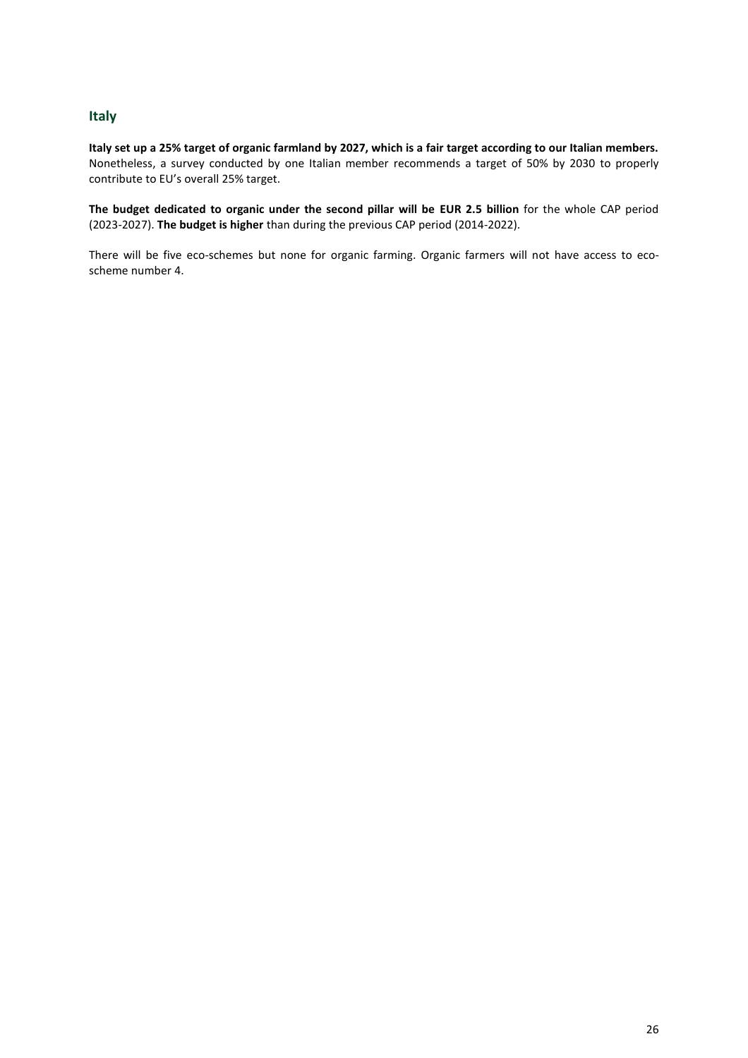## Italy

**Italy set up a 25% target of organic farmland by 2027, which is a fair target according to our Italian members.** Nonetheless, a survey conducted by one Italian member recommends a target of 50% by 2030 to properly contribute to EU's overall 25% target.

**The budget dedicated to organic under the second pillar will be EUR 2.5 billion** for the whole CAP period (2023-2027). **The budget is higher** than during the previous CAP period (2014-2022).

There will be five eco-schemes but none for organic farming. Organic farmers will not have access to eco-scheme number 4.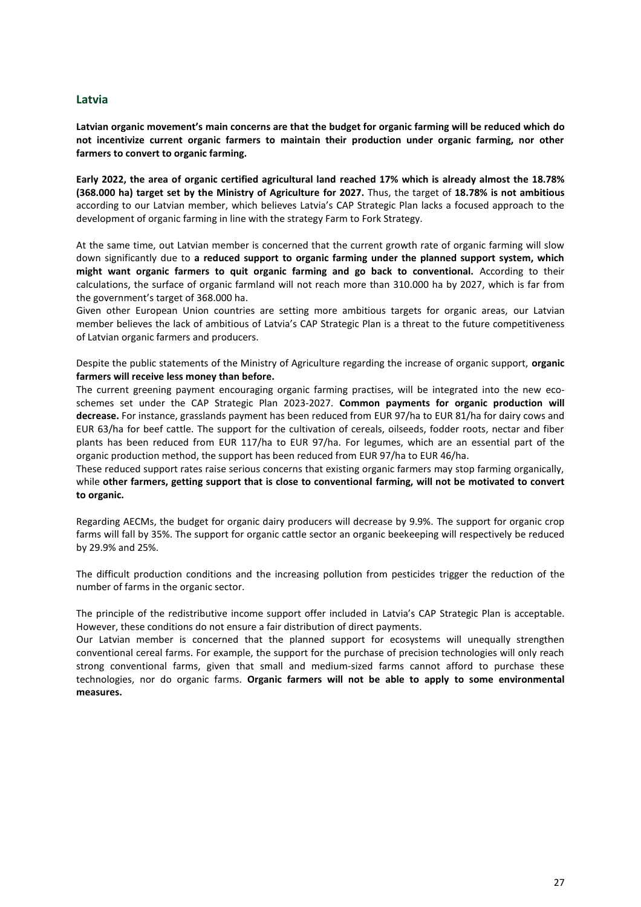## Latvia

**Latvian organic movement's main concerns are that the budget for organic farming will be reduced which do not incentivize current organic farmers to maintain their production under organic farming, nor other farmers to convert to organic farming.**

**Early 2022, the area of organic certified agricultural land reached 17% which is already almost the 18.78% (368.000 ha) target set by the Ministry of Agriculture for 2027.** Thus, the target of **18.78% is not ambitious** according to our Latvian member, which believes Latvia's CAP Strategic Plan lacks a focused approach to the development of organic farming in line with the strategy Farm to Fork Strategy.

At the same time, out Latvian member is concerned that the current growth rate of organic farming will slow down significantly due to **a reduced support to organic farming under the planned support system, which might want organic farmers to quit organic farming and go back to conventional.** According to their calculations, the surface of organic farmland will not reach more than 310.000 ha by 2027, which is far from the government's target of 368.000 ha.

Given other European Union countries are setting more ambitious targets for organic areas, our Latvian member believes the lack of ambitious of Latvia's CAP Strategic Plan is a threat to the future competitiveness of Latvian organic farmers and producers.

Despite the public statements of the Ministry of Agriculture regarding the increase of organic support, **organic farmers will receive less money than before.**

The current greening payment encouraging organic farming practises, will be integrated into the new eco-schemes set under the CAP Strategic Plan 2023-2027. **Common payments for organic production will decrease.** For instance, grasslands payment has been reduced from EUR 97/ha to EUR 81/ha for dairy cows and EUR 63/ha for beef cattle. The support for the cultivation of cereals, oilseeds, fodder roots, nectar and fiber plants has been reduced from EUR 117/ha to EUR 97/ha. For legumes, which are an essential part of the organic production method, the support has been reduced from EUR 97/ha to EUR 46/ha.

These reduced support rates raise serious concerns that existing organic farmers may stop farming organically, while **other farmers, getting support that is close to conventional farming, will not be motivated to convert to organic.**

Regarding AECMs, the budget for organic dairy producers will decrease by 9.9%. The support for organic crop farms will fall by 35%. The support for organic cattle sector an organic beekeeping will respectively be reduced by 29.9% and 25%.

The difficult production conditions and the increasing pollution from pesticides trigger the reduction of the number of farms in the organic sector.

The principle of the redistributive income support offer included in Latvia's CAP Strategic Plan is acceptable. However, these conditions do not ensure a fair distribution of direct payments.

Our Latvian member is concerned that the planned support for ecosystems will unequally strengthen conventional cereal farms. For example, the support for the purchase of precision technologies will only reach strong conventional farms, given that small and medium-sized farms cannot afford to purchase these technologies, nor do organic farms. **Organic farmers will not be able to apply to some environmental measures.**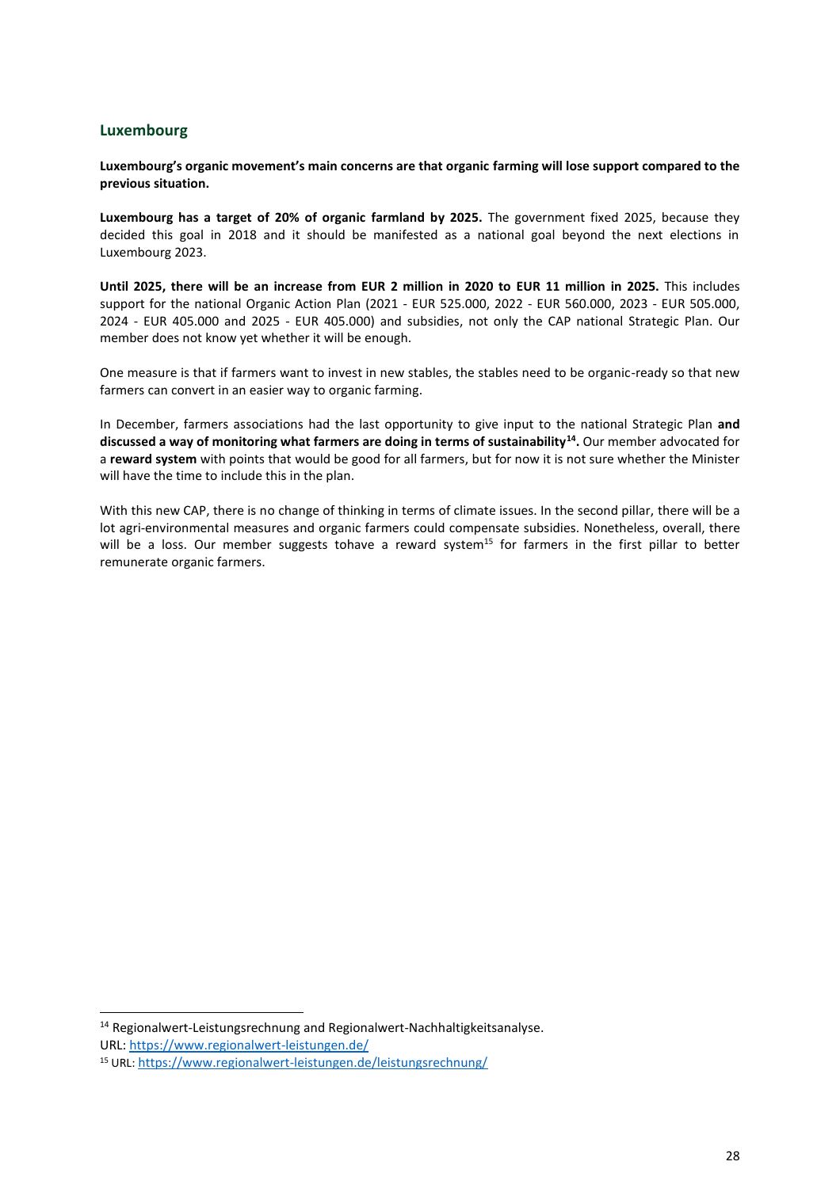## Luxembourg

**Luxembourg's organic movement's main concerns are that organic farming will lose support compared to the previous situation.**

**Luxembourg has a target of 20% of organic farmland by 2025.** The government fixed 2025, because they decided this goal in 2018 and it should be manifested as a national goal beyond the next elections in Luxembourg 2023.

**Until 2025, there will be an increase from EUR 2 million in 2020 to EUR 11 million in 2025.** This includes support for the national Organic Action Plan (2021 - EUR 525.000, 2022 - EUR 560.000, 2023 - EUR 505.000, 2024 - EUR 405.000 and 2025 - EUR 405.000) and subsidies, not only the CAP national Strategic Plan. Our member does not know yet whether it will be enough.

One measure is that if farmers want to invest in new stables, the stables need to be organic-ready so that new farmers can convert in an easier way to organic farming.

In December, farmers associations had the last opportunity to give input to the national Strategic Plan **and discussed a way of monitoring what farmers are doing in terms of sustainability[14].** Our member advocated for a **reward system** with points that would be good for all farmers, but for now it is not sure whether the Minister will have the time to include this in the plan.

With this new CAP, there is no change of thinking in terms of climate issues. In the second pillar, there will be a lot agri-environmental measures and organic farmers could compensate subsidies. Nonetheless, overall, there will be a loss. Our member suggests tohave a reward system[15] for farmers in the first pillar to better remunerate organic farmers.

---

[14] Regionalwert-Leistungsrechnung and Regionalwert-Nachhaltigkeitsanalyse.
URL: https://www.regionalwert-leistungen.de/

[15] URL: https://www.regionalwert-leistungen.de/leistungsrechnung/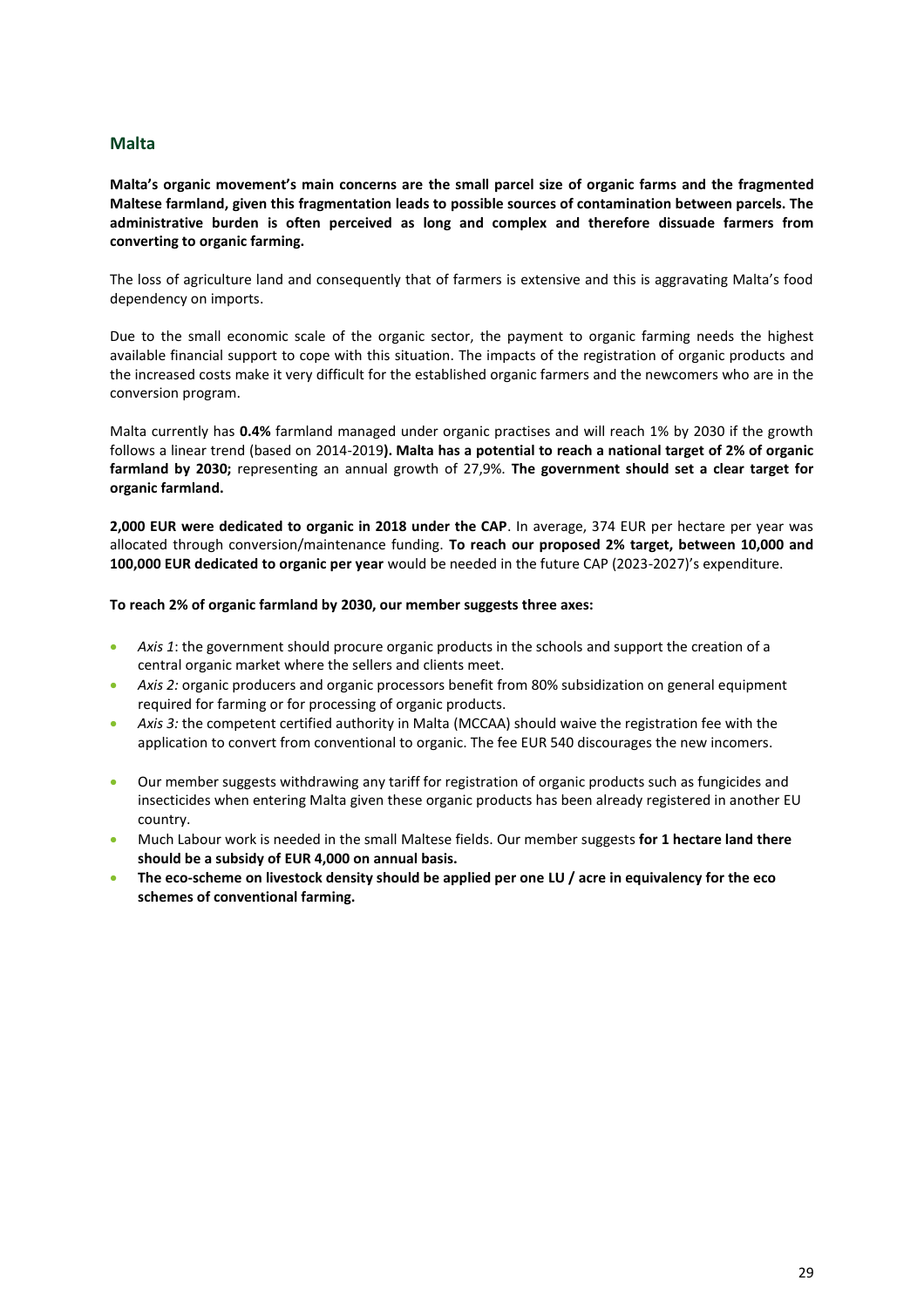## Malta

**Malta's organic movement's main concerns are the small parcel size of organic farms and the fragmented Maltese farmland, given this fragmentation leads to possible sources of contamination between parcels. The administrative burden is often perceived as long and complex and therefore dissuade farmers from converting to organic farming.**

The loss of agriculture land and consequently that of farmers is extensive and this is aggravating Malta's food dependency on imports.

Due to the small economic scale of the organic sector, the payment to organic farming needs the highest available financial support to cope with this situation. The impacts of the registration of organic products and the increased costs make it very difficult for the established organic farmers and the newcomers who are in the conversion program.

Malta currently has **0.4%** farmland managed under organic practises and will reach 1% by 2030 if the growth follows a linear trend (based on 2014-2019**). Malta has a potential to reach a national target of 2% of organic farmland by 2030;** representing an annual growth of 27,9%. **The government should set a clear target for organic farmland.**

**2,000 EUR were dedicated to organic in 2018 under the CAP**. In average, 374 EUR per hectare per year was allocated through conversion/maintenance funding. **To reach our proposed 2% target, between 10,000 and 100,000 EUR dedicated to organic per year** would be needed in the future CAP (2023-2027)'s expenditure.

**To reach 2% of organic farmland by 2030, our member suggests three axes:**

- *Axis 1*: the government should procure organic products in the schools and support the creation of a central organic market where the sellers and clients meet.
- *Axis 2:* organic producers and organic processors benefit from 80% subsidization on general equipment required for farming or for processing of organic products.
- *Axis 3:* the competent certified authority in Malta (MCCAA) should waive the registration fee with the application to convert from conventional to organic. The fee EUR 540 discourages the new incomers.

- Our member suggests withdrawing any tariff for registration of organic products such as fungicides and insecticides when entering Malta given these organic products has been already registered in another EU country.
- Much Labour work is needed in the small Maltese fields. Our member suggests **for 1 hectare land there should be a subsidy of EUR 4,000 on annual basis.**
- **The eco-scheme on livestock density should be applied per one LU / acre in equivalency for the eco schemes of conventional farming.**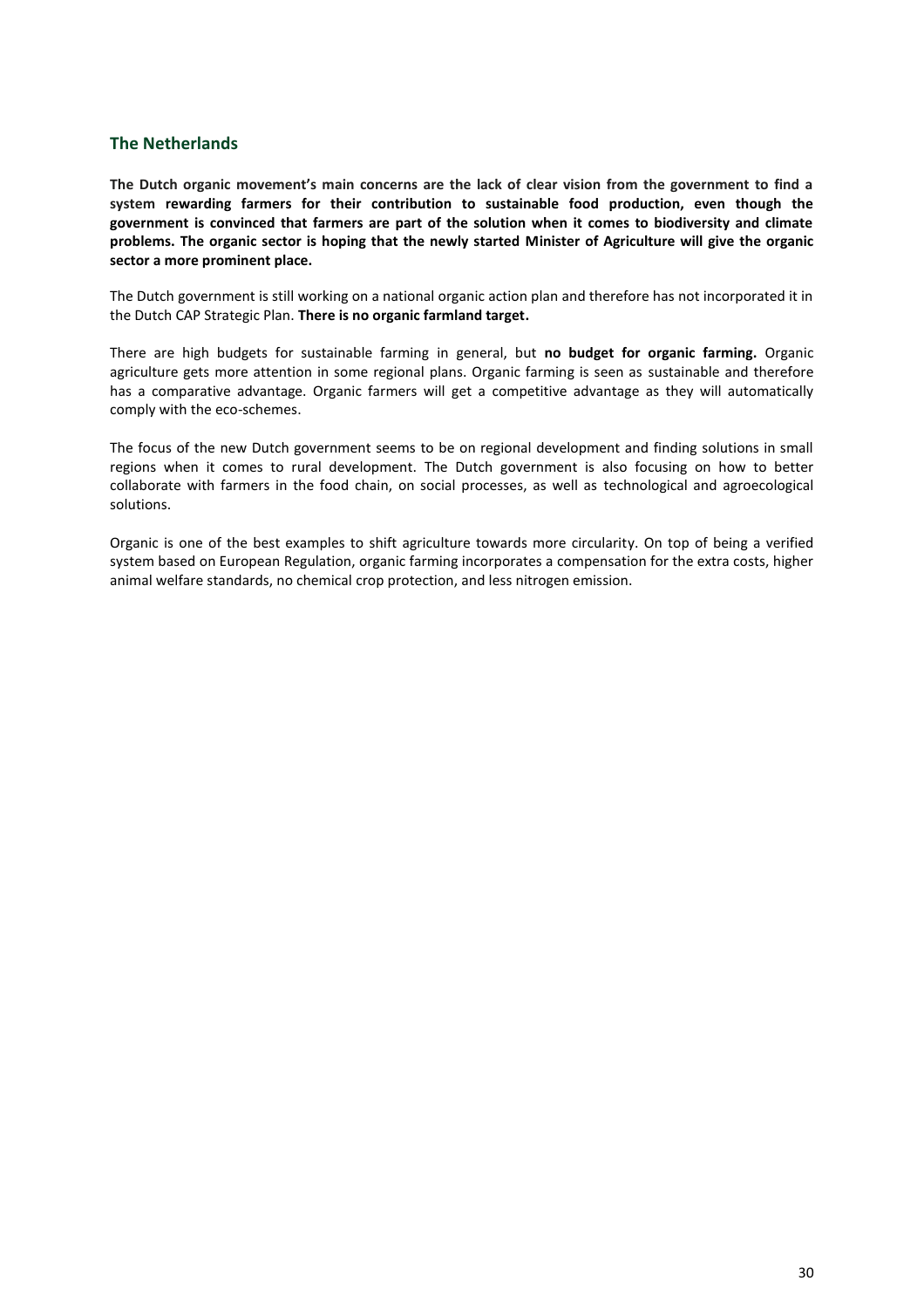## The Netherlands

**The Dutch organic movement's main concerns are the lack of clear vision from the government to find a system rewarding farmers for their contribution to sustainable food production, even though the government is convinced that farmers are part of the solution when it comes to biodiversity and climate problems. The organic sector is hoping that the newly started Minister of Agriculture will give the organic sector a more prominent place.**

The Dutch government is still working on a national organic action plan and therefore has not incorporated it in the Dutch CAP Strategic Plan. **There is no organic farmland target.**

There are high budgets for sustainable farming in general, but **no budget for organic farming.** Organic agriculture gets more attention in some regional plans. Organic farming is seen as sustainable and therefore has a comparative advantage. Organic farmers will get a competitive advantage as they will automatically comply with the eco-schemes.

The focus of the new Dutch government seems to be on regional development and finding solutions in small regions when it comes to rural development. The Dutch government is also focusing on how to better collaborate with farmers in the food chain, on social processes, as well as technological and agroecological solutions.

Organic is one of the best examples to shift agriculture towards more circularity. On top of being a verified system based on European Regulation, organic farming incorporates a compensation for the extra costs, higher animal welfare standards, no chemical crop protection, and less nitrogen emission.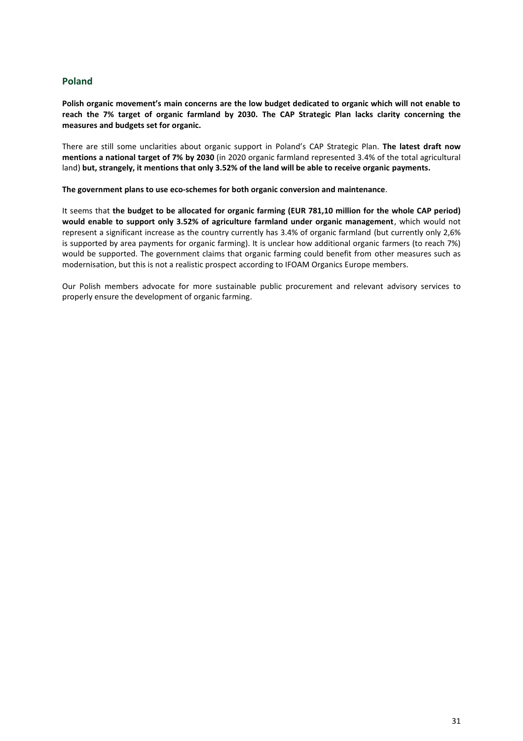## Poland

**Polish organic movement's main concerns are the low budget dedicated to organic which will not enable to reach the 7% target of organic farmland by 2030. The CAP Strategic Plan lacks clarity concerning the measures and budgets set for organic.**

There are still some unclarities about organic support in Poland's CAP Strategic Plan. **The latest draft now mentions a national target of 7% by 2030** (in 2020 organic farmland represented 3.4% of the total agricultural land) **but, strangely, it mentions that only 3.52% of the land will be able to receive organic payments.**

**The government plans to use eco-schemes for both organic conversion and maintenance**.

It seems that **the budget to be allocated for organic farming (EUR 781,10 million for the whole CAP period) would enable to support only 3.52% of agriculture farmland under organic management**, which would not represent a significant increase as the country currently has 3.4% of organic farmland (but currently only 2,6% is supported by area payments for organic farming). It is unclear how additional organic farmers (to reach 7%) would be supported. The government claims that organic farming could benefit from other measures such as modernisation, but this is not a realistic prospect according to IFOAM Organics Europe members.

Our Polish members advocate for more sustainable public procurement and relevant advisory services to properly ensure the development of organic farming.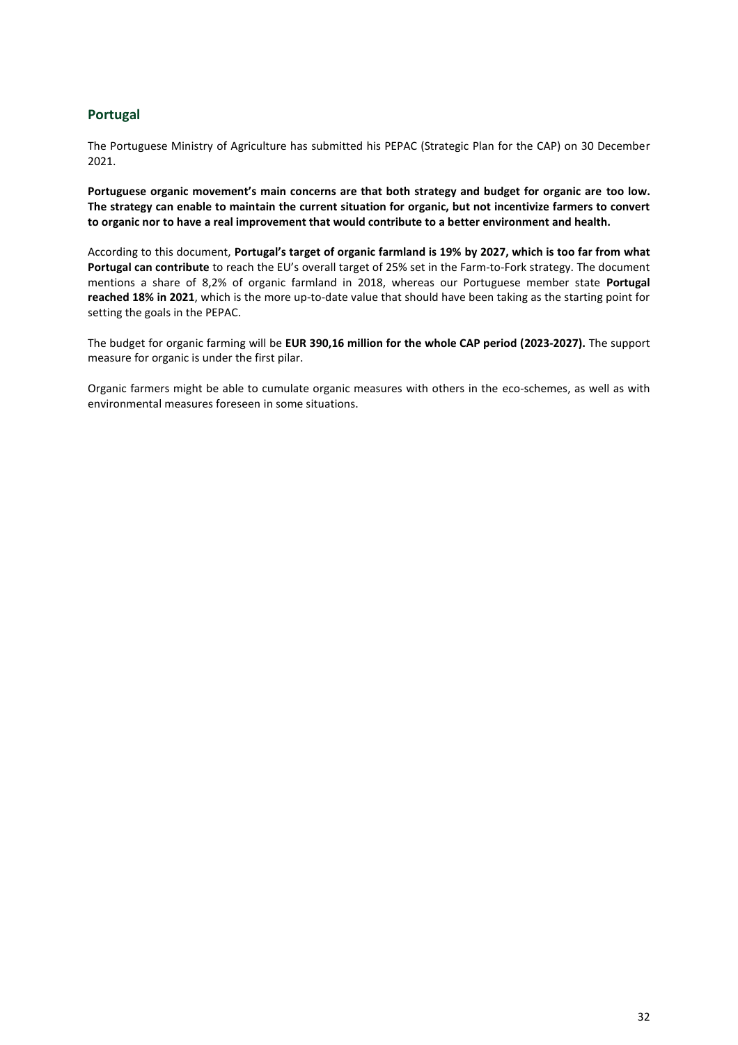## Portugal

The Portuguese Ministry of Agriculture has submitted his PEPAC (Strategic Plan for the CAP) on 30 December 2021.

**Portuguese organic movement's main concerns are that both strategy and budget for organic are too low. The strategy can enable to maintain the current situation for organic, but not incentivize farmers to convert to organic nor to have a real improvement that would contribute to a better environment and health.**

According to this document, **Portugal's target of organic farmland is 19% by 2027, which is too far from what Portugal can contribute** to reach the EU's overall target of 25% set in the Farm-to-Fork strategy. The document mentions a share of 8,2% of organic farmland in 2018, whereas our Portuguese member state **Portugal reached 18% in 2021**, which is the more up-to-date value that should have been taking as the starting point for setting the goals in the PEPAC.

The budget for organic farming will be **EUR 390,16 million for the whole CAP period (2023-2027).** The support measure for organic is under the first pilar.

Organic farmers might be able to cumulate organic measures with others in the eco-schemes, as well as with environmental measures foreseen in some situations.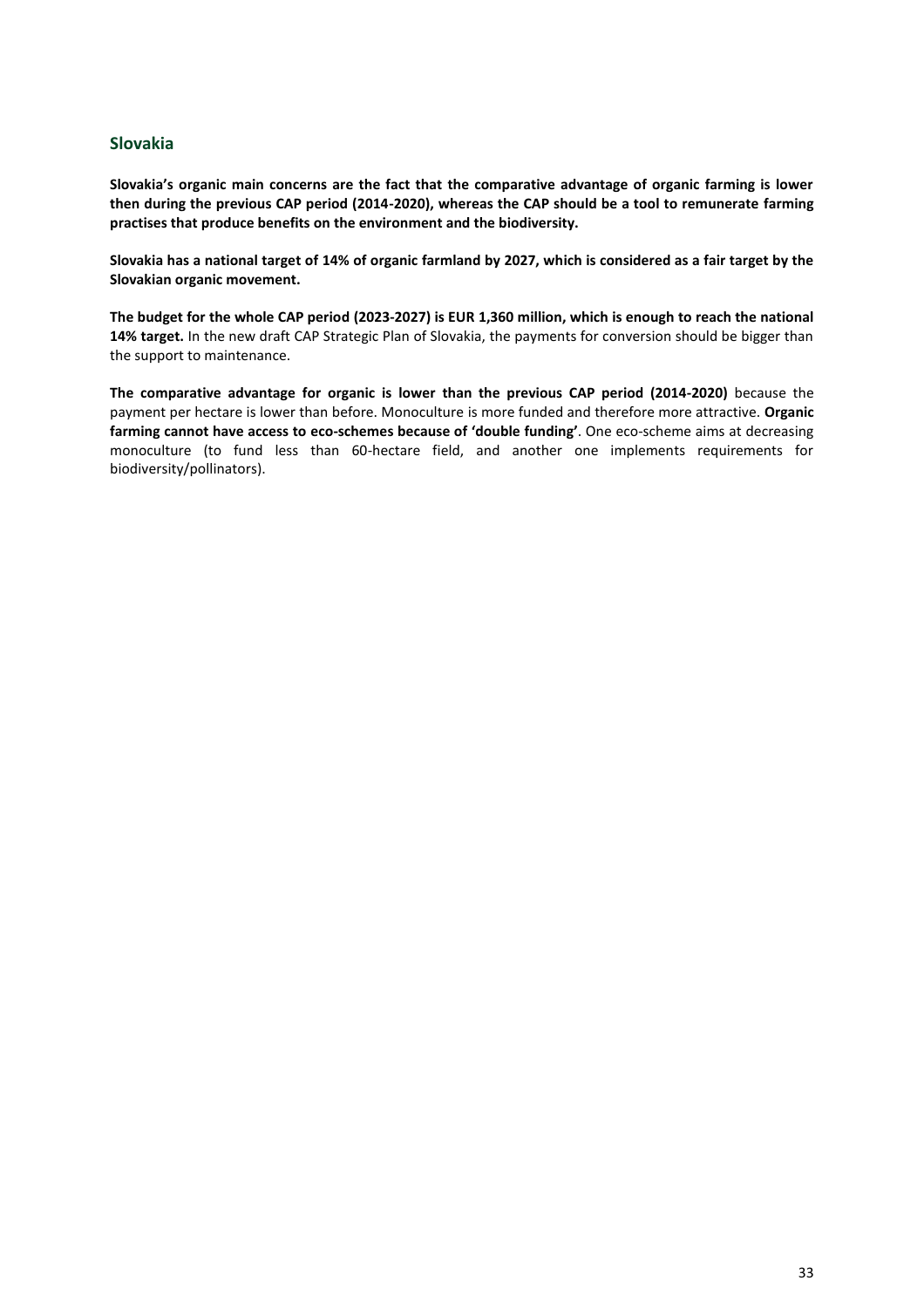## Slovakia

**Slovakia's organic main concerns are the fact that the comparative advantage of organic farming is lower then during the previous CAP period (2014-2020), whereas the CAP should be a tool to remunerate farming practises that produce benefits on the environment and the biodiversity.**

**Slovakia has a national target of 14% of organic farmland by 2027, which is considered as a fair target by the Slovakian organic movement.**

**The budget for the whole CAP period (2023-2027) is EUR 1,360 million, which is enough to reach the national 14% target.** In the new draft CAP Strategic Plan of Slovakia, the payments for conversion should be bigger than the support to maintenance.

**The comparative advantage for organic is lower than the previous CAP period (2014-2020)** because the payment per hectare is lower than before. Monoculture is more funded and therefore more attractive. **Organic farming cannot have access to eco-schemes because of 'double funding'**. One eco-scheme aims at decreasing monoculture (to fund less than 60-hectare field, and another one implements requirements for biodiversity/pollinators).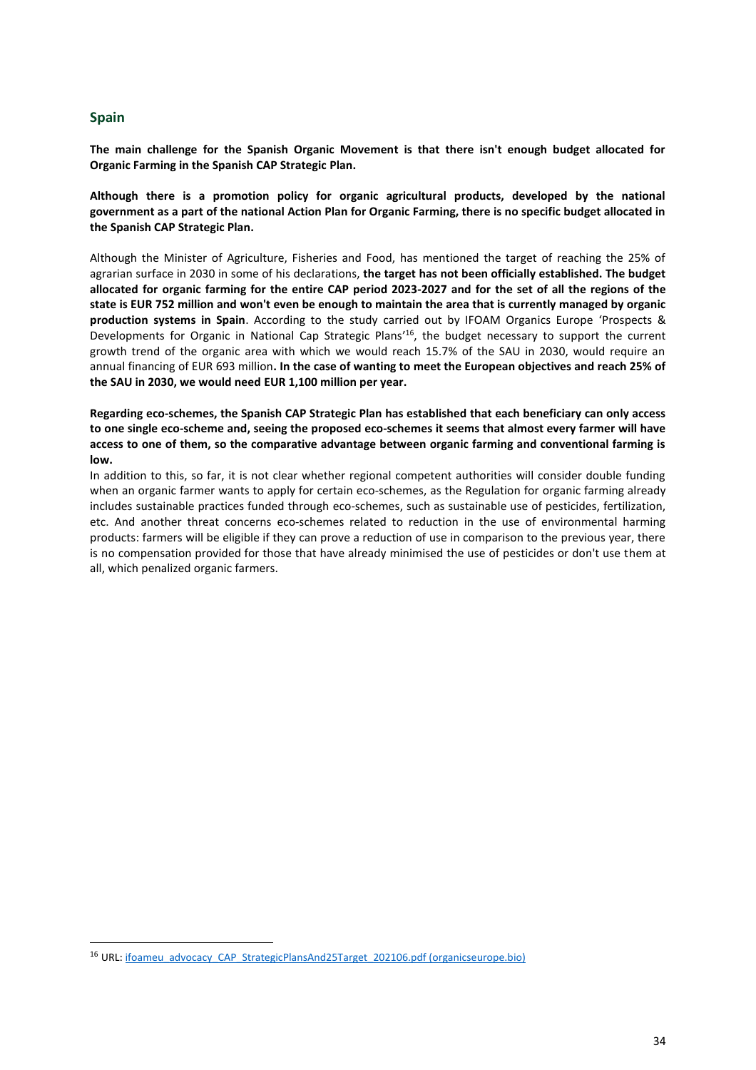## Spain

**The main challenge for the Spanish Organic Movement is that there isn't enough budget allocated for Organic Farming in the Spanish CAP Strategic Plan.**

**Although there is a promotion policy for organic agricultural products, developed by the national government as a part of the national Action Plan for Organic Farming, there is no specific budget allocated in the Spanish CAP Strategic Plan.**

Although the Minister of Agriculture, Fisheries and Food, has mentioned the target of reaching the 25% of agrarian surface in 2030 in some of his declarations, **the target has not been officially established. The budget allocated for organic farming for the entire CAP period 2023-2027 and for the set of all the regions of the state is EUR 752 million and won't even be enough to maintain the area that is currently managed by organic production systems in Spain**. According to the study carried out by IFOAM Organics Europe 'Prospects & Developments for Organic in National Cap Strategic Plans'[16], the budget necessary to support the current growth trend of the organic area with which we would reach 15.7% of the SAU in 2030, would require an annual financing of EUR 693 million**. In the case of wanting to meet the European objectives and reach 25% of the SAU in 2030, we would need EUR 1,100 million per year.**

**Regarding eco-schemes, the Spanish CAP Strategic Plan has established that each beneficiary can only access to one single eco-scheme and, seeing the proposed eco-schemes it seems that almost every farmer will have access to one of them, so the comparative advantage between organic farming and conventional farming is low.**

In addition to this, so far, it is not clear whether regional competent authorities will consider double funding when an organic farmer wants to apply for certain eco-schemes, as the Regulation for organic farming already includes sustainable practices funded through eco-schemes, such as sustainable use of pesticides, fertilization, etc. And another threat concerns eco-schemes related to reduction in the use of environmental harming products: farmers will be eligible if they can prove a reduction of use in comparison to the previous year, there is no compensation provided for those that have already minimised the use of pesticides or don't use them at all, which penalized organic farmers.

[16] URL: ifoameu_advocacy_CAP_StrategicPlansAnd25Target_202106.pdf (organicseurope.bio)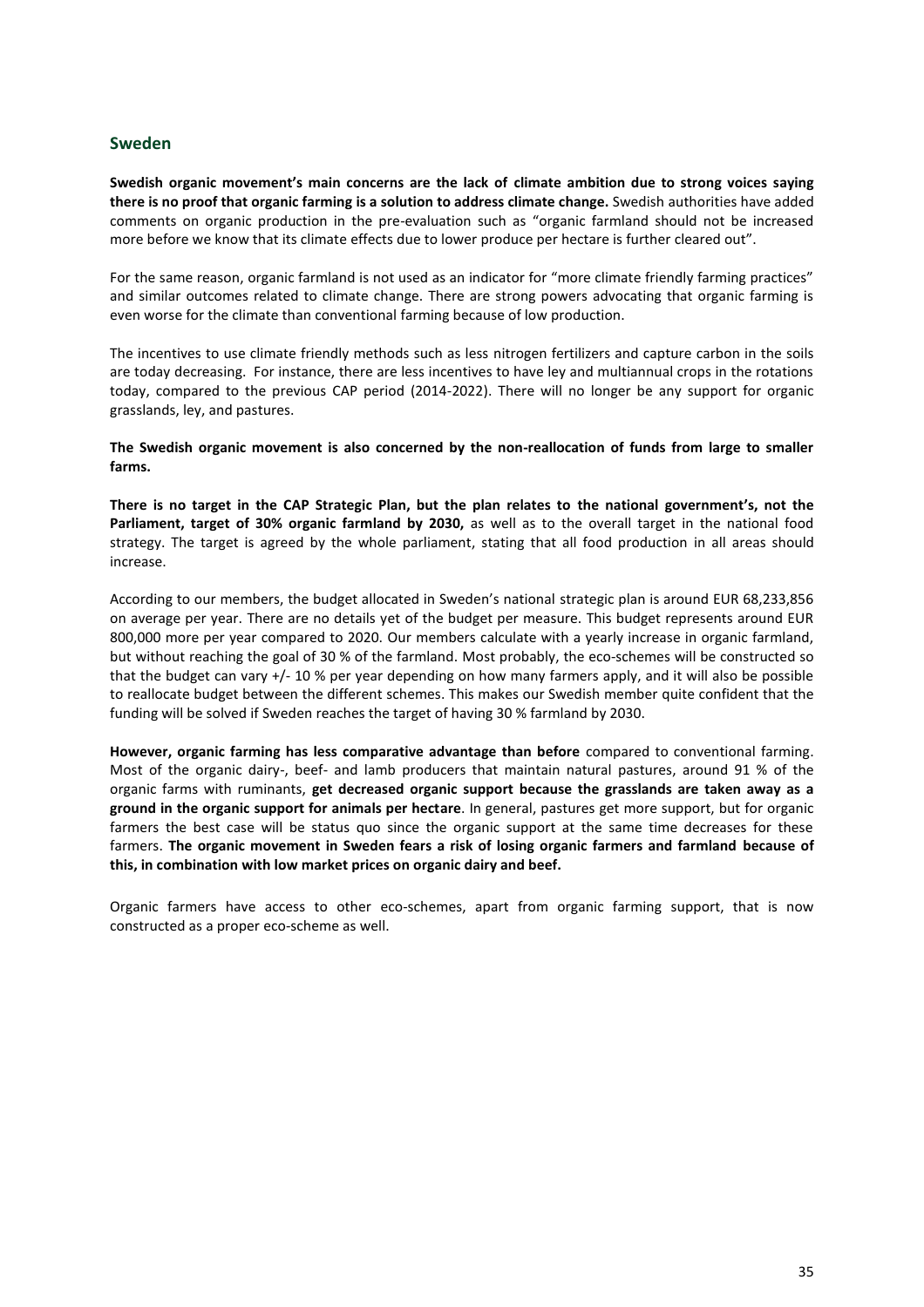## Sweden

**Swedish organic movement's main concerns are the lack of climate ambition due to strong voices saying there is no proof that organic farming is a solution to address climate change.** Swedish authorities have added comments on organic production in the pre-evaluation such as "organic farmland should not be increased more before we know that its climate effects due to lower produce per hectare is further cleared out".

For the same reason, organic farmland is not used as an indicator for "more climate friendly farming practices" and similar outcomes related to climate change. There are strong powers advocating that organic farming is even worse for the climate than conventional farming because of low production.

The incentives to use climate friendly methods such as less nitrogen fertilizers and capture carbon in the soils are today decreasing. For instance, there are less incentives to have ley and multiannual crops in the rotations today, compared to the previous CAP period (2014-2022). There will no longer be any support for organic grasslands, ley, and pastures.

**The Swedish organic movement is also concerned by the non-reallocation of funds from large to smaller farms.**

**There is no target in the CAP Strategic Plan, but the plan relates to the national government's, not the Parliament, target of 30% organic farmland by 2030,** as well as to the overall target in the national food strategy. The target is agreed by the whole parliament, stating that all food production in all areas should increase.

According to our members, the budget allocated in Sweden's national strategic plan is around EUR 68,233,856 on average per year. There are no details yet of the budget per measure. This budget represents around EUR 800,000 more per year compared to 2020. Our members calculate with a yearly increase in organic farmland, but without reaching the goal of 30 % of the farmland. Most probably, the eco-schemes will be constructed so that the budget can vary +/- 10 % per year depending on how many farmers apply, and it will also be possible to reallocate budget between the different schemes. This makes our Swedish member quite confident that the funding will be solved if Sweden reaches the target of having 30 % farmland by 2030.

**However, organic farming has less comparative advantage than before** compared to conventional farming. Most of the organic dairy-, beef- and lamb producers that maintain natural pastures, around 91 % of the organic farms with ruminants, **get decreased organic support because the grasslands are taken away as a ground in the organic support for animals per hectare**. In general, pastures get more support, but for organic farmers the best case will be status quo since the organic support at the same time decreases for these farmers. **The organic movement in Sweden fears a risk of losing organic farmers and farmland because of this, in combination with low market prices on organic dairy and beef.**

Organic farmers have access to other eco-schemes, apart from organic farming support, that is now constructed as a proper eco-scheme as well.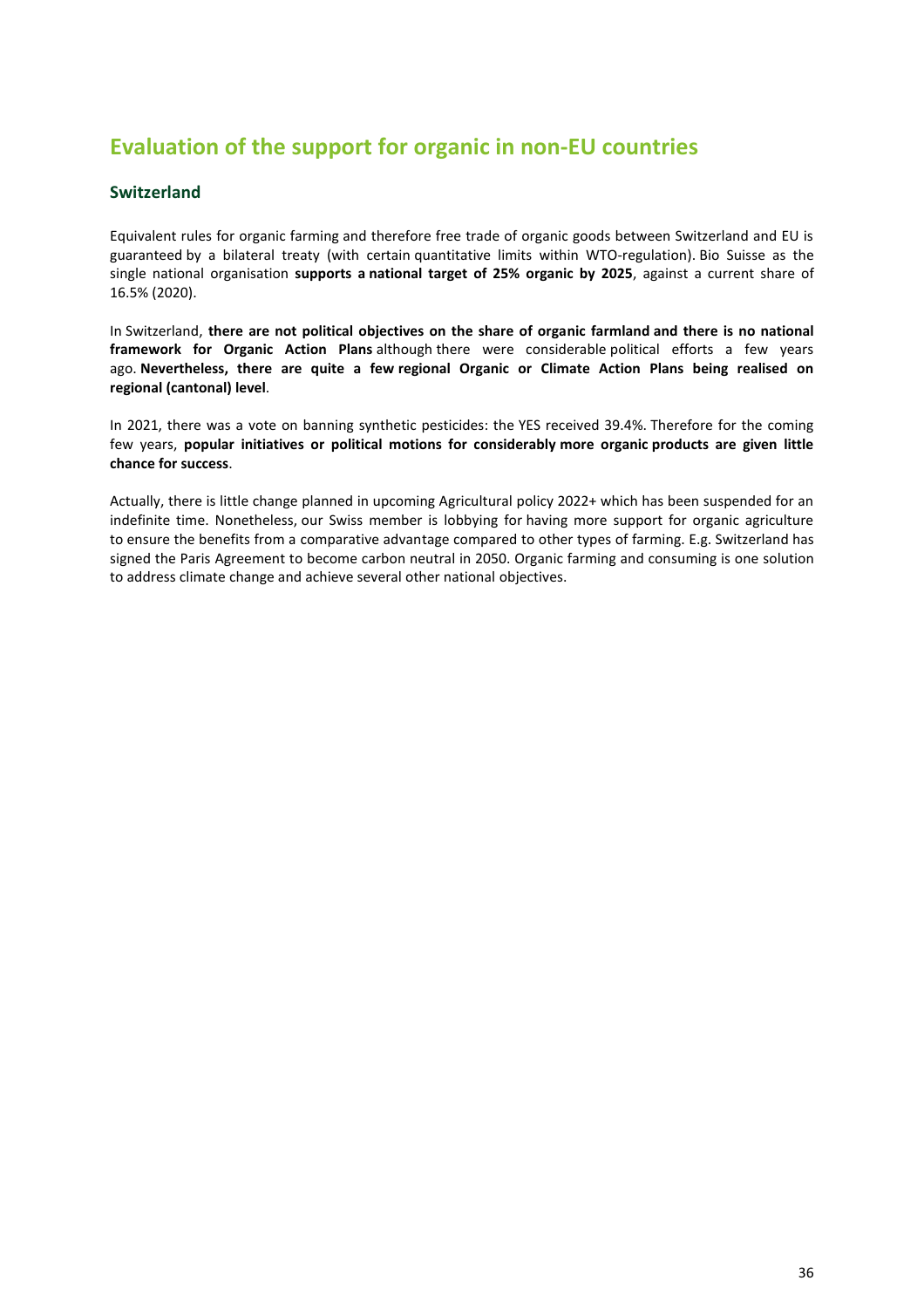# Evaluation of the support for organic in non-EU countries

## Switzerland

Equivalent rules for organic farming and therefore free trade of organic goods between Switzerland and EU is guaranteed by a bilateral treaty (with certain quantitative limits within WTO-regulation). Bio Suisse as the single national organisation **supports a national target of 25% organic by 2025**, against a current share of 16.5% (2020).

In Switzerland, **there are not political objectives on the share of organic farmland and there is no national framework for Organic Action Plans** although there were considerable political efforts a few years ago. **Nevertheless, there are quite a few regional Organic or Climate Action Plans being realised on regional (cantonal) level**.

In 2021, there was a vote on banning synthetic pesticides: the YES received 39.4%. Therefore for the coming few years, **popular initiatives or political motions for considerably more organic products are given little chance for success**.

Actually, there is little change planned in upcoming Agricultural policy 2022+ which has been suspended for an indefinite time. Nonetheless, our Swiss member is lobbying for having more support for organic agriculture to ensure the benefits from a comparative advantage compared to other types of farming. E.g. Switzerland has signed the Paris Agreement to become carbon neutral in 2050. Organic farming and consuming is one solution to address climate change and achieve several other national objectives.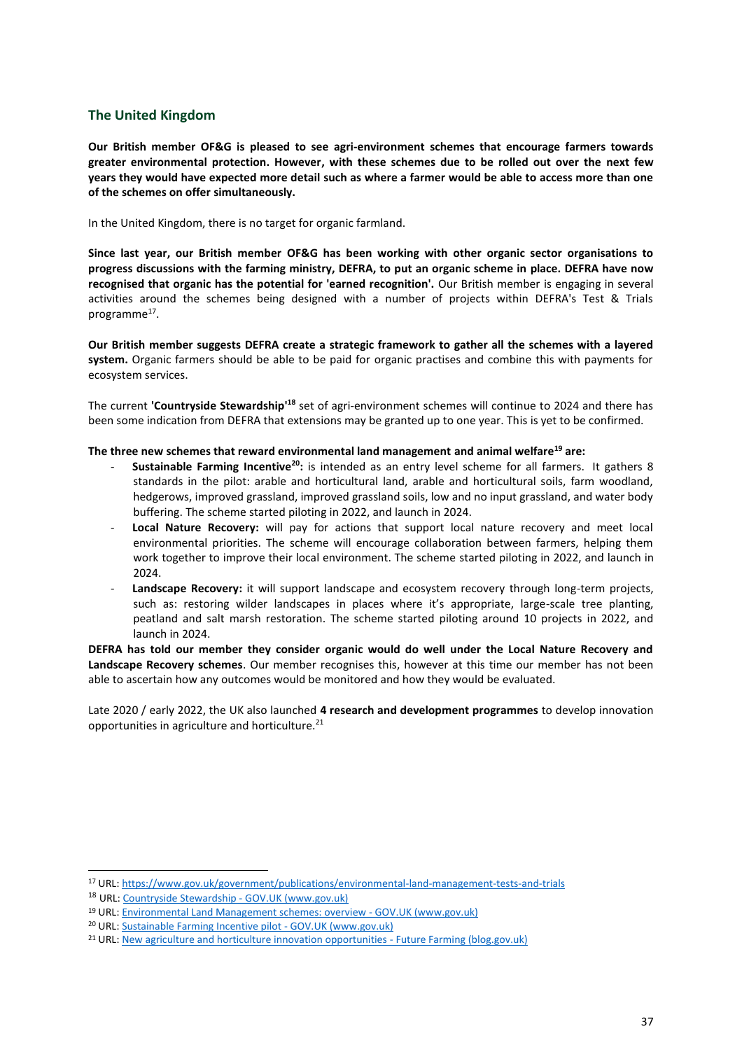## The United Kingdom

**Our British member OF&G is pleased to see agri-environment schemes that encourage farmers towards greater environmental protection. However, with these schemes due to be rolled out over the next few years they would have expected more detail such as where a farmer would be able to access more than one of the schemes on offer simultaneously.**

In the United Kingdom, there is no target for organic farmland.

**Since last year, our British member OF&G has been working with other organic sector organisations to progress discussions with the farming ministry, DEFRA, to put an organic scheme in place. DEFRA have now recognised that organic has the potential for 'earned recognition'.** Our British member is engaging in several activities around the schemes being designed with a number of projects within DEFRA's Test & Trials programme[17].

**Our British member suggests DEFRA create a strategic framework to gather all the schemes with a layered system.** Organic farmers should be able to be paid for organic practises and combine this with payments for ecosystem services.

The current **'Countryside Stewardship'**[18] set of agri-environment schemes will continue to 2024 and there has been some indication from DEFRA that extensions may be granted up to one year. This is yet to be confirmed.

**The three new schemes that reward environmental land management and animal welfare[19] are:**

- **Sustainable Farming Incentive[20]:** is intended as an entry level scheme for all farmers. It gathers 8 standards in the pilot: arable and horticultural land, arable and horticultural soils, farm woodland, hedgerows, improved grassland, improved grassland soils, low and no input grassland, and water body buffering. The scheme started piloting in 2022, and launch in 2024.
- **Local Nature Recovery:** will pay for actions that support local nature recovery and meet local environmental priorities. The scheme will encourage collaboration between farmers, helping them work together to improve their local environment. The scheme started piloting in 2022, and launch in 2024.
- **Landscape Recovery:** it will support landscape and ecosystem recovery through long-term projects, such as: restoring wilder landscapes in places where it's appropriate, large-scale tree planting, peatland and salt marsh restoration. The scheme started piloting around 10 projects in 2022, and launch in 2024.

**DEFRA has told our member they consider organic would do well under the Local Nature Recovery and Landscape Recovery schemes**. Our member recognises this, however at this time our member has not been able to ascertain how any outcomes would be monitored and how they would be evaluated.

Late 2020 / early 2022, the UK also launched **4 research and development programmes** to develop innovation opportunities in agriculture and horticulture.[21]

---

[17] URL: https://www.gov.uk/government/publications/environmental-land-management-tests-and-trials

[18] URL: Countryside Stewardship - GOV.UK (www.gov.uk)

[19] URL: Environmental Land Management schemes: overview - GOV.UK (www.gov.uk)

[20] URL: Sustainable Farming Incentive pilot - GOV.UK (www.gov.uk)

[21] URL: New agriculture and horticulture innovation opportunities - Future Farming (blog.gov.uk)